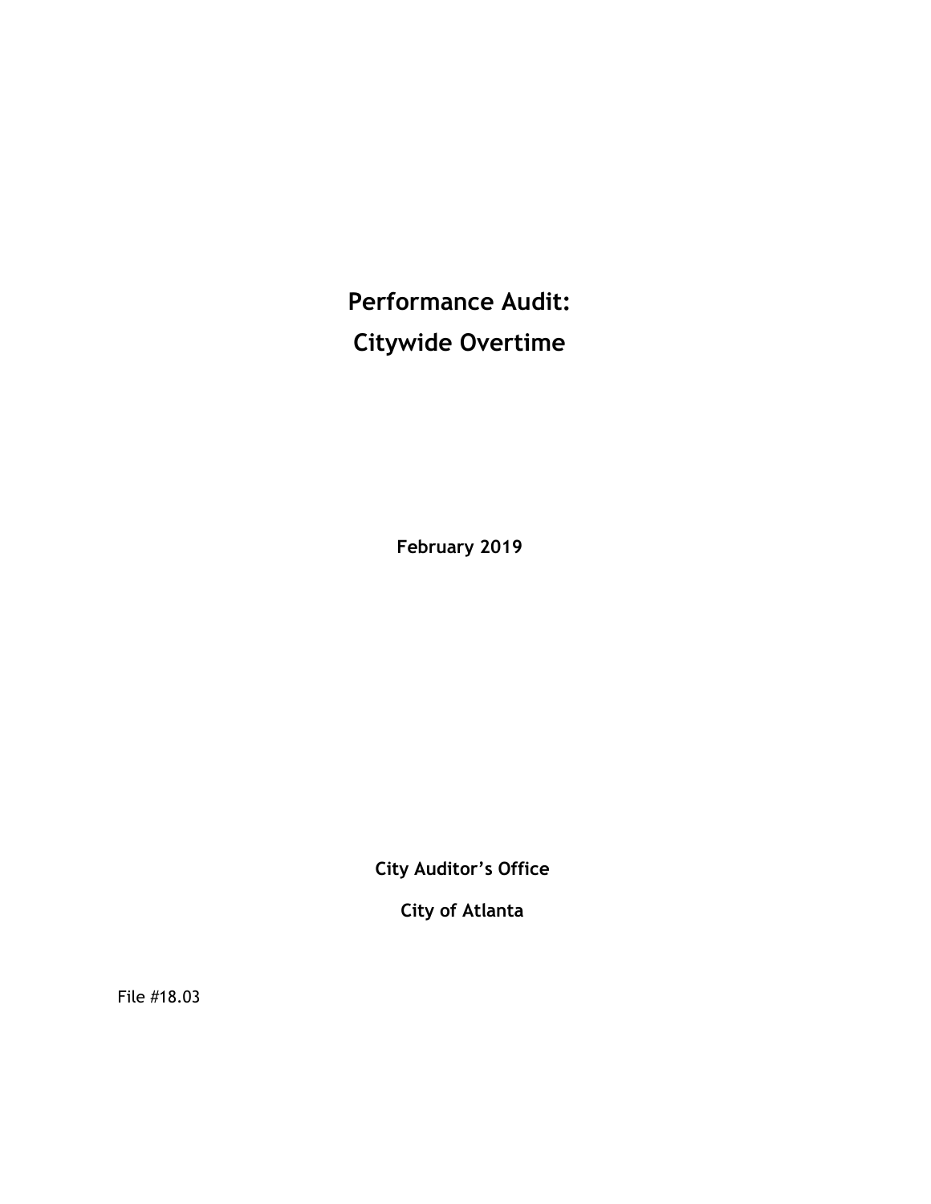# Performance Audit:
# Citywide Overtime

**February 2019**

**City Auditor's Office**

**City of Atlanta**

File #18.03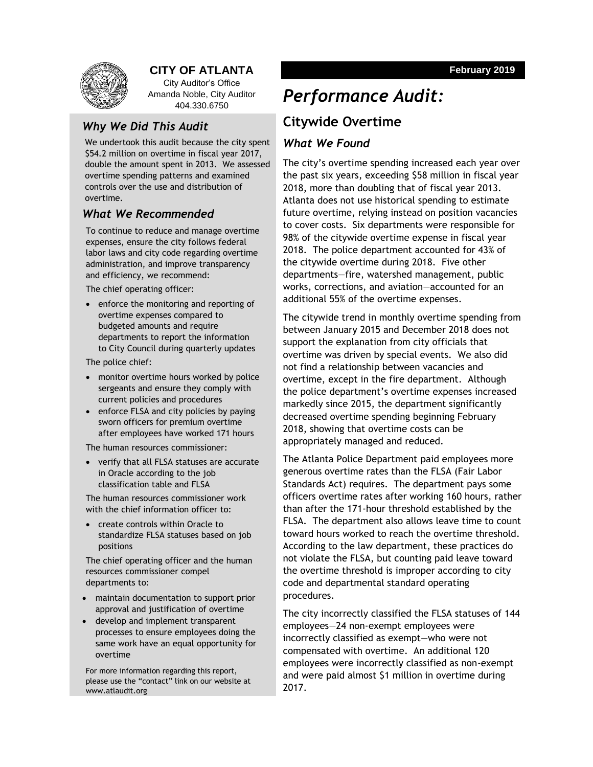**CITY OF ATLANTA**

City Auditor's Office
Amanda Noble, City Auditor
404.330.6750

February 2019

# *Performance Audit:*

## Citywide Overtime

### *Why We Did This Audit*

We undertook this audit because the city spent $54.2 million on overtime in fiscal year 2017, double the amount spent in 2013. We assessed overtime spending patterns and examined controls over the use and distribution of overtime.

### *What We Recommended*

To continue to reduce and manage overtime expenses, ensure the city follows federal labor laws and city code regarding overtime administration, and improve transparency and efficiency, we recommend:

The chief operating officer:

- enforce the monitoring and reporting of overtime expenses compared to budgeted amounts and require departments to report the information to City Council during quarterly updates

The police chief:

- monitor overtime hours worked by police sergeants and ensure they comply with current policies and procedures
- enforce FLSA and city policies by paying sworn officers for premium overtime after employees have worked 171 hours

The human resources commissioner:

- verify that all FLSA statuses are accurate in Oracle according to the job classification table and FLSA

The human resources commissioner work with the chief information officer to:

- create controls within Oracle to standardize FLSA statuses based on job positions

The chief operating officer and the human resources commissioner compel departments to:

- maintain documentation to support prior approval and justification of overtime
- develop and implement transparent processes to ensure employees doing the same work have an equal opportunity for overtime

For more information regarding this report, please use the "contact" link on our website at www.atlaudit.org

### *What We Found*

The city's overtime spending increased each year over the past six years, exceeding $58 million in fiscal year 2018, more than doubling that of fiscal year 2013. Atlanta does not use historical spending to estimate future overtime, relying instead on position vacancies to cover costs. Six departments were responsible for 98% of the citywide overtime expense in fiscal year 2018. The police department accounted for 43% of the citywide overtime during 2018. Five other departments—fire, watershed management, public works, corrections, and aviation—accounted for an additional 55% of the overtime expenses.

The citywide trend in monthly overtime spending from between January 2015 and December 2018 does not support the explanation from city officials that overtime was driven by special events. We also did not find a relationship between vacancies and overtime, except in the fire department. Although the police department's overtime expenses increased markedly since 2015, the department significantly decreased overtime spending beginning February 2018, showing that overtime costs can be appropriately managed and reduced.

The Atlanta Police Department paid employees more generous overtime rates than the FLSA (Fair Labor Standards Act) requires. The department pays some officers overtime rates after working 160 hours, rather than after the 171-hour threshold established by the FLSA. The department also allows leave time to count toward hours worked to reach the overtime threshold. According to the law department, these practices do not violate the FLSA, but counting paid leave toward the overtime threshold is improper according to city code and departmental standard operating procedures.

The city incorrectly classified the FLSA statuses of 144 employees—24 non-exempt employees were incorrectly classified as exempt—who were not compensated with overtime. An additional 120 employees were incorrectly classified as non-exempt and were paid almost $1 million in overtime during 2017.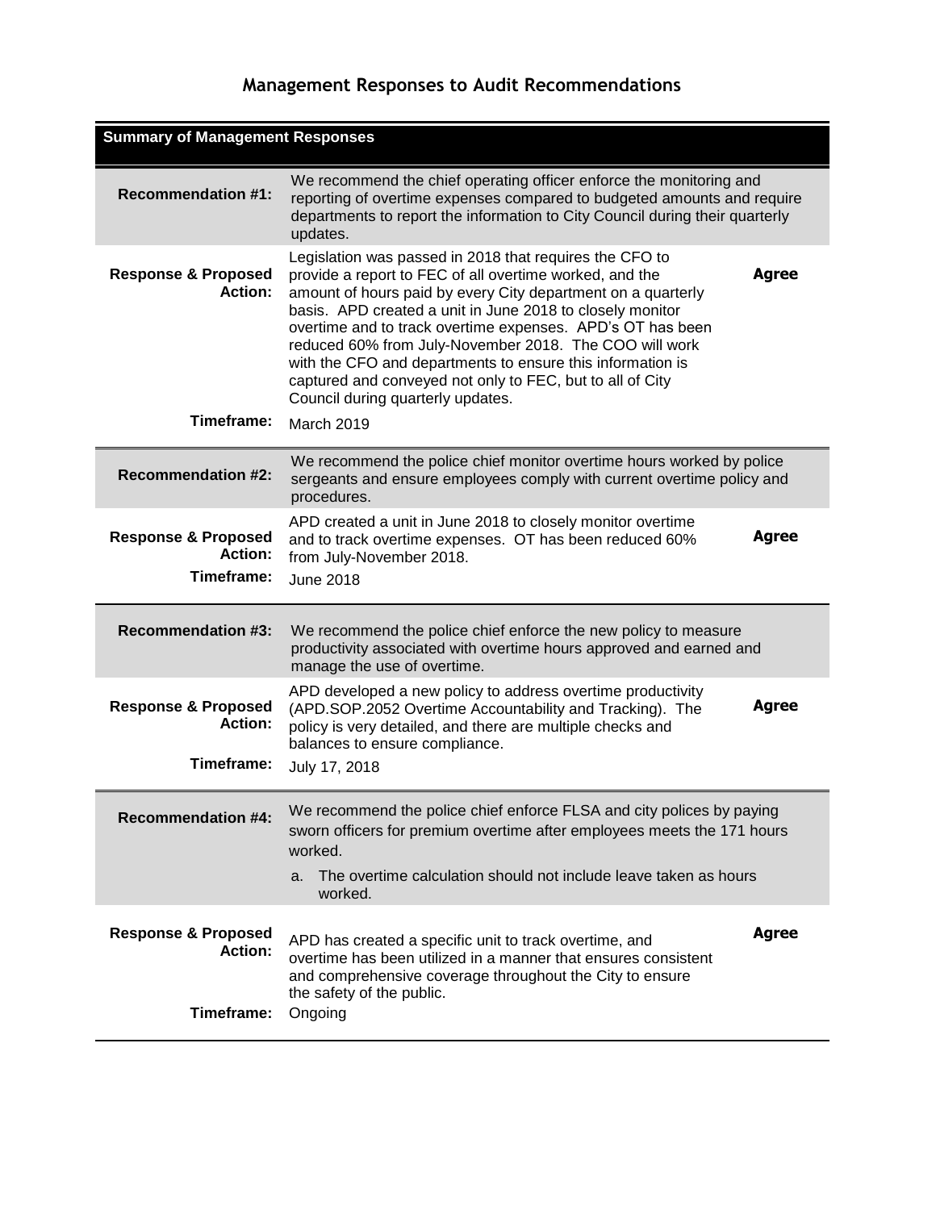# Management Responses to Audit Recommendations

| Summary of Management Responses | | |
|---|---|---|
| **Recommendation #1:** | We recommend the chief operating officer enforce the monitoring and reporting of overtime expenses compared to budgeted amounts and require departments to report the information to City Council during their quarterly updates. | |
| **Response & Proposed Action:** | Legislation was passed in 2018 that requires the CFO to provide a report to FEC of all overtime worked, and the amount of hours paid by every City department on a quarterly basis. APD created a unit in June 2018 to closely monitor overtime and to track overtime expenses. APD's OT has been reduced 60% from July-November 2018. The COO will work with the CFO and departments to ensure this information is captured and conveyed not only to FEC, but to all of City Council during quarterly updates. | **Agree** |
| **Timeframe:** | March 2019 | |
| **Recommendation #2:** | We recommend the police chief monitor overtime hours worked by police sergeants and ensure employees comply with current overtime policy and procedures. | |
| **Response & Proposed Action:** | APD created a unit in June 2018 to closely monitor overtime and to track overtime expenses. OT has been reduced 60% from July-November 2018. | **Agree** |
| **Timeframe:** | June 2018 | |
| **Recommendation #3:** | We recommend the police chief enforce the new policy to measure productivity associated with overtime hours approved and earned and manage the use of overtime. | |
| **Response & Proposed Action:** | APD developed a new policy to address overtime productivity (APD.SOP.2052 Overtime Accountability and Tracking). The policy is very detailed, and there are multiple checks and balances to ensure compliance. | **Agree** |
| **Timeframe:** | July 17, 2018 | |
| **Recommendation #4:** | We recommend the police chief enforce FLSA and city polices by paying sworn officers for premium overtime after employees meets the 171 hours worked.<br>a. The overtime calculation should not include leave taken as hours worked. | |
| **Response & Proposed Action:** | APD has created a specific unit to track overtime, and overtime has been utilized in a manner that ensures consistent and comprehensive coverage throughout the City to ensure the safety of the public. | **Agree** |
| **Timeframe:** | Ongoing | |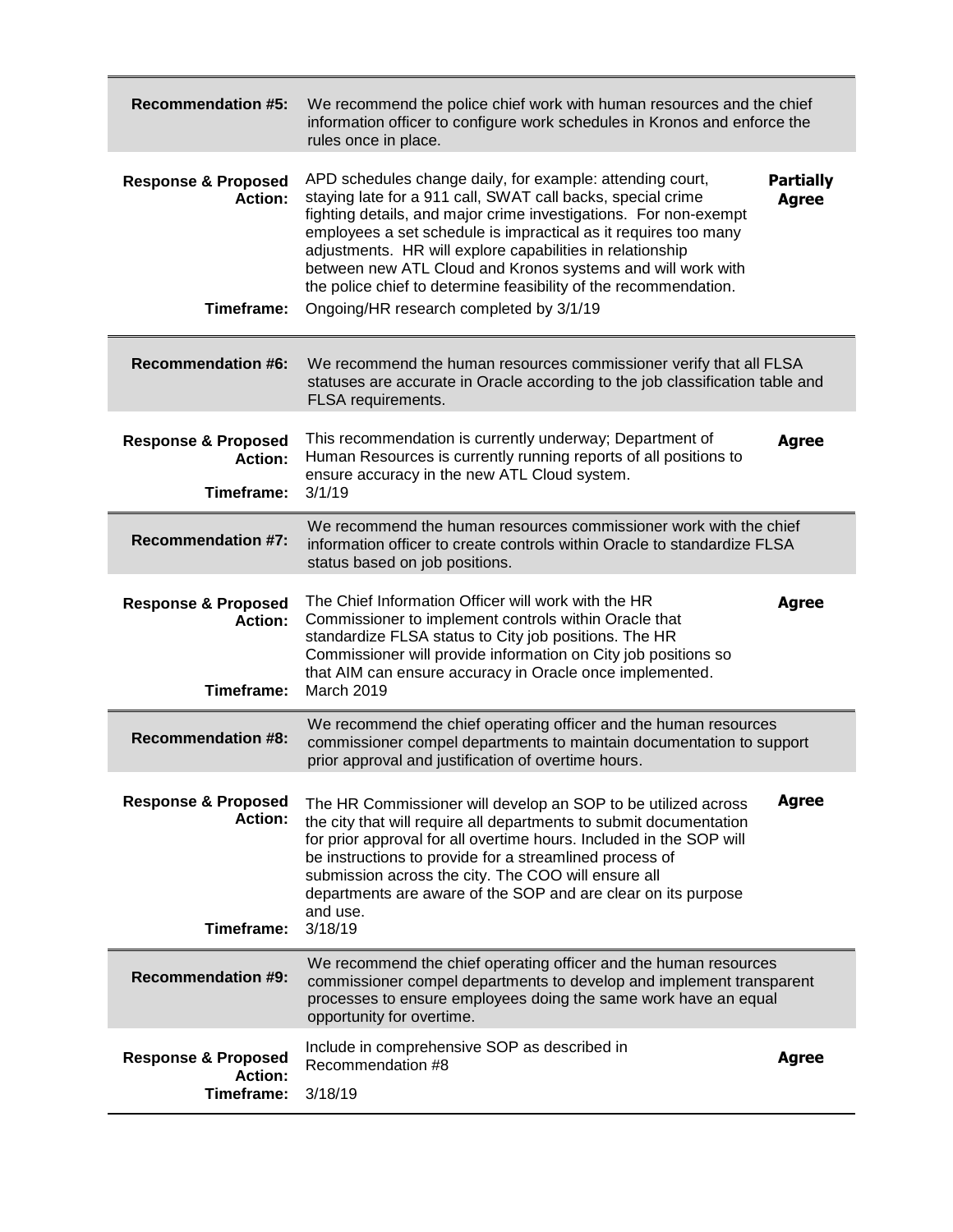| | | |
|---|---|---|
| **Recommendation #5:** | We recommend the police chief work with human resources and the chief information officer to configure work schedules in Kronos and enforce the rules once in place. | |
| **Response & Proposed Action:** | APD schedules change daily, for example: attending court, staying late for a 911 call, SWAT call backs, special crime fighting details, and major crime investigations. For non-exempt employees a set schedule is impractical as it requires too many adjustments. HR will explore capabilities in relationship between new ATL Cloud and Kronos systems and will work with the police chief to determine feasibility of the recommendation. | **Partially Agree** |
| **Timeframe:** | Ongoing/HR research completed by 3/1/19 | |

| | | |
|---|---|---|
| **Recommendation #6:** | We recommend the human resources commissioner verify that all FLSA statuses are accurate in Oracle according to the job classification table and FLSA requirements. | |
| **Response & Proposed Action:** | This recommendation is currently underway; Department of Human Resources is currently running reports of all positions to ensure accuracy in the new ATL Cloud system. | **Agree** |
| **Timeframe:** | 3/1/19 | |

| | | |
|---|---|---|
| **Recommendation #7:** | We recommend the human resources commissioner work with the chief information officer to create controls within Oracle to standardize FLSA status based on job positions. | |
| **Response & Proposed Action:** | The Chief Information Officer will work with the HR Commissioner to implement controls within Oracle that standardize FLSA status to City job positions. The HR Commissioner will provide information on City job positions so that AIM can ensure accuracy in Oracle once implemented. | **Agree** |
| **Timeframe:** | March 2019 | |

| | | |
|---|---|---|
| **Recommendation #8:** | We recommend the chief operating officer and the human resources commissioner compel departments to maintain documentation to support prior approval and justification of overtime hours. | |
| **Response & Proposed Action:** | The HR Commissioner will develop an SOP to be utilized across the city that will require all departments to submit documentation for prior approval for all overtime hours. Included in the SOP will be instructions to provide for a streamlined process of submission across the city. The COO will ensure all departments are aware of the SOP and are clear on its purpose and use. | **Agree** |
| **Timeframe:** | 3/18/19 | |

| | | |
|---|---|---|
| **Recommendation #9:** | We recommend the chief operating officer and the human resources commissioner compel departments to develop and implement transparent processes to ensure employees doing the same work have an equal opportunity for overtime. | |
| **Response & Proposed Action:** | Include in comprehensive SOP as described in Recommendation #8 | **Agree** |
| **Timeframe:** | 3/18/19 | |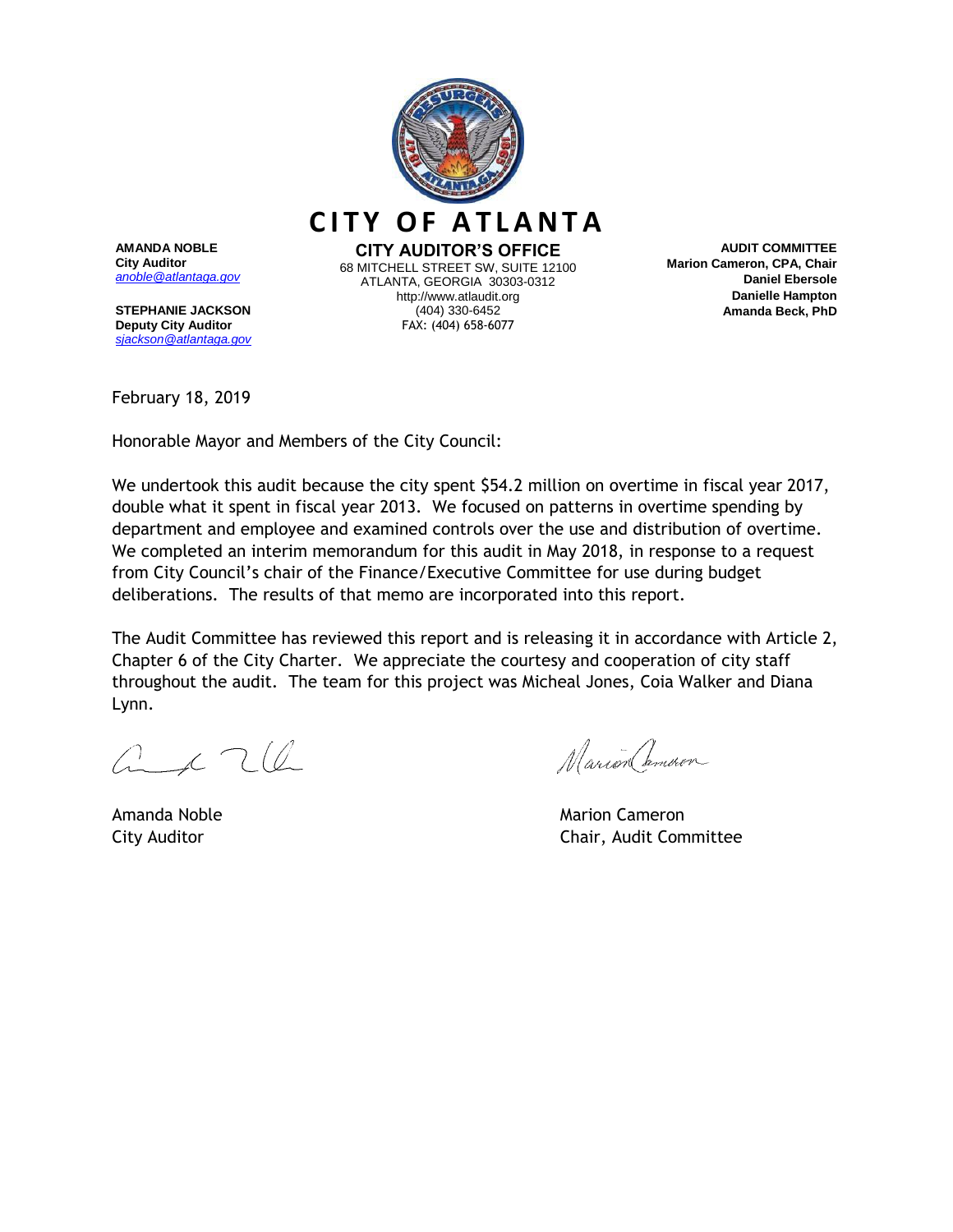# CITY OF ATLANTA

**AMANDA NOBLE**
**City Auditor**
*anoble@atlantaga.gov*

**STEPHANIE JACKSON**
**Deputy City Auditor**
*sjackson@atlantaga.gov*

**CITY AUDITOR'S OFFICE**
68 MITCHELL STREET SW, SUITE 12100
ATLANTA, GEORGIA 30303-0312
http://www.atlaudit.org
(404) 330-6452
FAX: (404) 658-6077

**AUDIT COMMITTEE**
**Marion Cameron, CPA, Chair**
**Daniel Ebersole**
**Danielle Hampton**
**Amanda Beck, PhD**

February 18, 2019

Honorable Mayor and Members of the City Council:

We undertook this audit because the city spent $54.2 million on overtime in fiscal year 2017, double what it spent in fiscal year 2013. We focused on patterns in overtime spending by department and employee and examined controls over the use and distribution of overtime. We completed an interim memorandum for this audit in May 2018, in response to a request from City Council's chair of the Finance/Executive Committee for use during budget deliberations. The results of that memo are incorporated into this report.

The Audit Committee has reviewed this report and is releasing it in accordance with Article 2, Chapter 6 of the City Charter. We appreciate the courtesy and cooperation of city staff throughout the audit. The team for this project was Micheal Jones, Coia Walker and Diana Lynn.

Amanda Noble
City Auditor

Marion Cameron
Chair, Audit Committee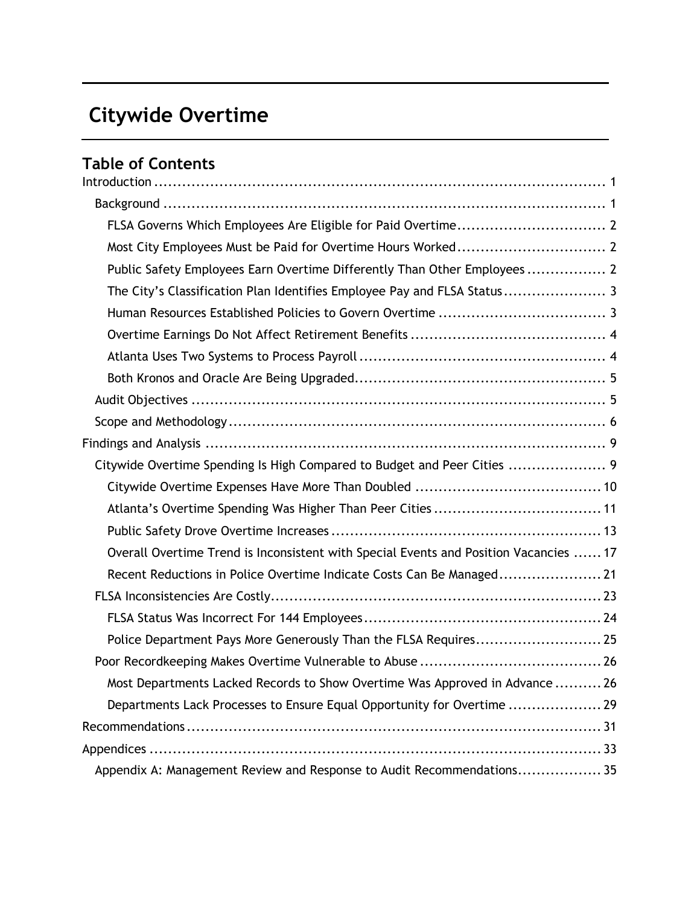# Citywide Overtime

## Table of Contents

Introduction ........................................................................................ 1

- Background ........................................................................................ 1
  - FLSA Governs Which Employees Are Eligible for Paid Overtime ................................ 2
  - Most City Employees Must be Paid for Overtime Hours Worked ................................ 2
  - Public Safety Employees Earn Overtime Differently Than Other Employees ................. 2
  - The City's Classification Plan Identifies Employee Pay and FLSA Status ...................... 3
  - Human Resources Established Policies to Govern Overtime .................................... 3
  - Overtime Earnings Do Not Affect Retirement Benefits .......................................... 4
  - Atlanta Uses Two Systems to Process Payroll ..................................................... 4
  - Both Kronos and Oracle Are Being Upgraded...................................................... 5
- Audit Objectives ........................................................................................ 5
- Scope and Methodology ................................................................................ 6

Findings and Analysis ........................................................................................ 9

- Citywide Overtime Spending Is High Compared to Budget and Peer Cities ..................... 9
  - Citywide Overtime Expenses Have More Than Doubled ........................................ 10
  - Atlanta's Overtime Spending Was Higher Than Peer Cities .................................... 11
  - Public Safety Drove Overtime Increases .......................................................... 13
  - Overall Overtime Trend is Inconsistent with Special Events and Position Vacancies ...... 17
  - Recent Reductions in Police Overtime Indicate Costs Can Be Managed...................... 21
- FLSA Inconsistencies Are Costly....................................................................... 23
  - FLSA Status Was Incorrect For 144 Employees .................................................. 24
  - Police Department Pays More Generously Than the FLSA Requires........................... 25
- Poor Recordkeeping Makes Overtime Vulnerable to Abuse ....................................... 26
  - Most Departments Lacked Records to Show Overtime Was Approved in Advance .......... 26
  - Departments Lack Processes to Ensure Equal Opportunity for Overtime .................... 29

Recommendations ........................................................................................ 31

Appendices ........................................................................................ 33

- Appendix A: Management Review and Response to Audit Recommendations.................. 35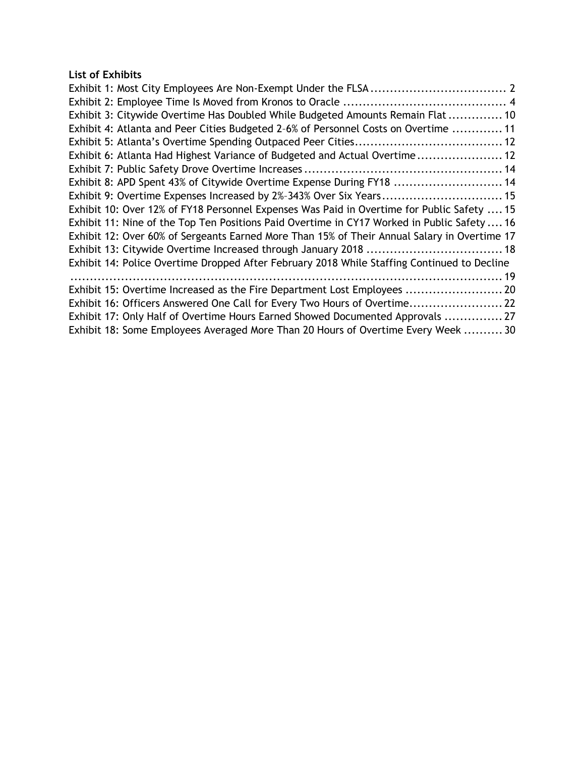**List of Exhibits**

Exhibit 1: Most City Employees Are Non-Exempt Under the FLSA .................................. 2
Exhibit 2: Employee Time Is Moved from Kronos to Oracle .......................................... 4
Exhibit 3: Citywide Overtime Has Doubled While Budgeted Amounts Remain Flat ............. 10
Exhibit 4: Atlanta and Peer Cities Budgeted 2–6% of Personnel Costs on Overtime ............ 11
Exhibit 5: Atlanta's Overtime Spending Outpaced Peer Cities..................................... 12
Exhibit 6: Atlanta Had Highest Variance of Budgeted and Actual Overtime...................... 12
Exhibit 7: Public Safety Drove Overtime Increases .................................................. 14
Exhibit 8: APD Spent 43% of Citywide Overtime Expense During FY18 ........................... 14
Exhibit 9: Overtime Expenses Increased by 2%–343% Over Six Years.............................. 15
Exhibit 10: Over 12% of FY18 Personnel Expenses Was Paid in Overtime for Public Safety .... 15
Exhibit 11: Nine of the Top Ten Positions Paid Overtime in CY17 Worked in Public Safety .... 16
Exhibit 12: Over 60% of Sergeants Earned More Than 15% of Their Annual Salary in Overtime 17
Exhibit 13: Citywide Overtime Increased through January 2018 .................................. 18
Exhibit 14: Police Overtime Dropped After February 2018 While Staffing Continued to Decline ................................................................................................................ 19
Exhibit 15: Overtime Increased as the Fire Department Lost Employees ......................... 20
Exhibit 16: Officers Answered One Call for Every Two Hours of Overtime........................ 22
Exhibit 17: Only Half of Overtime Hours Earned Showed Documented Approvals ............... 27
Exhibit 18: Some Employees Averaged More Than 20 Hours of Overtime Every Week .......... 30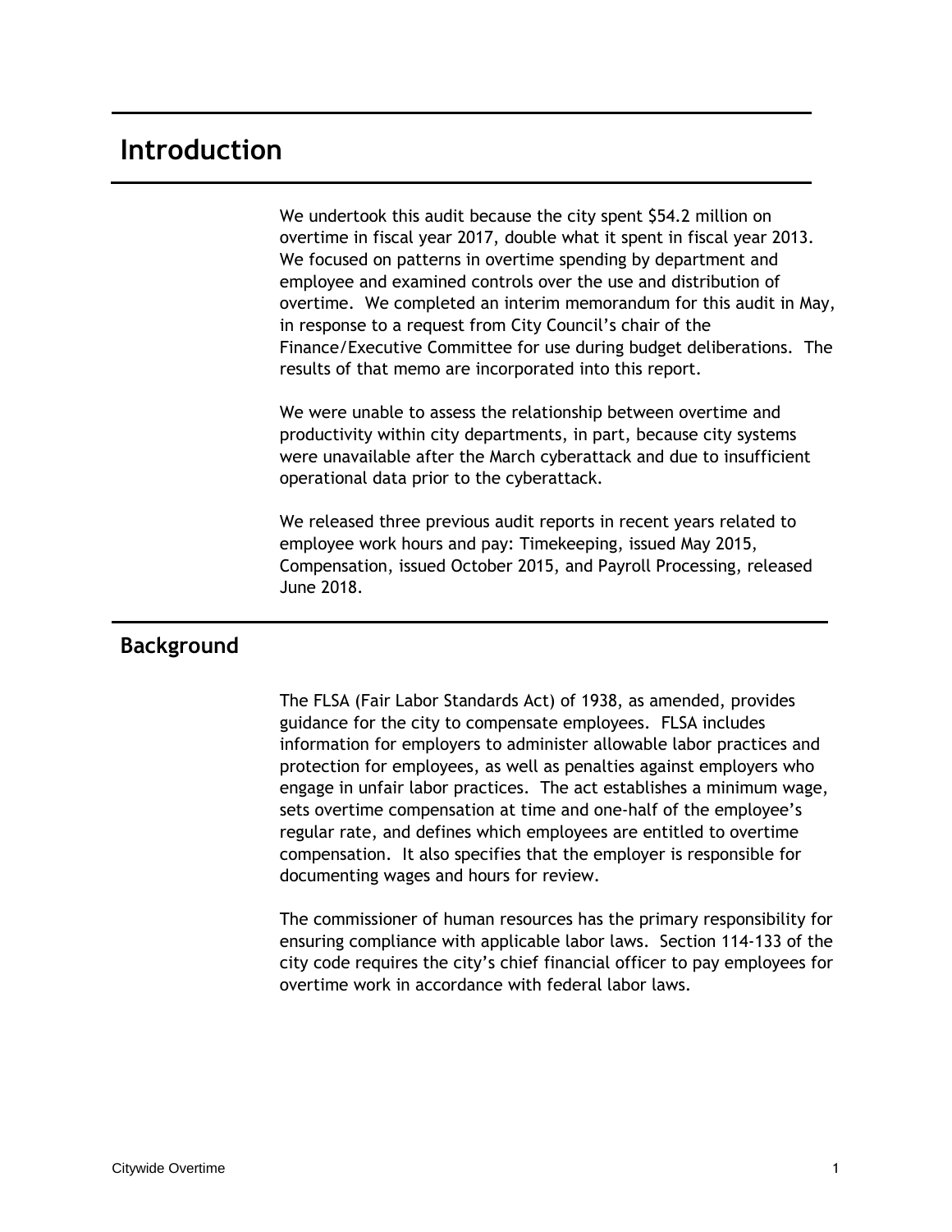# Introduction

We undertook this audit because the city spent $54.2 million on overtime in fiscal year 2017, double what it spent in fiscal year 2013. We focused on patterns in overtime spending by department and employee and examined controls over the use and distribution of overtime. We completed an interim memorandum for this audit in May, in response to a request from City Council's chair of the Finance/Executive Committee for use during budget deliberations. The results of that memo are incorporated into this report.

We were unable to assess the relationship between overtime and productivity within city departments, in part, because city systems were unavailable after the March cyberattack and due to insufficient operational data prior to the cyberattack.

We released three previous audit reports in recent years related to employee work hours and pay: Timekeeping, issued May 2015, Compensation, issued October 2015, and Payroll Processing, released June 2018.

## Background

The FLSA (Fair Labor Standards Act) of 1938, as amended, provides guidance for the city to compensate employees. FLSA includes information for employers to administer allowable labor practices and protection for employees, as well as penalties against employers who engage in unfair labor practices. The act establishes a minimum wage, sets overtime compensation at time and one-half of the employee's regular rate, and defines which employees are entitled to overtime compensation. It also specifies that the employer is responsible for documenting wages and hours for review.

The commissioner of human resources has the primary responsibility for ensuring compliance with applicable labor laws. Section 114-133 of the city code requires the city's chief financial officer to pay employees for overtime work in accordance with federal labor laws.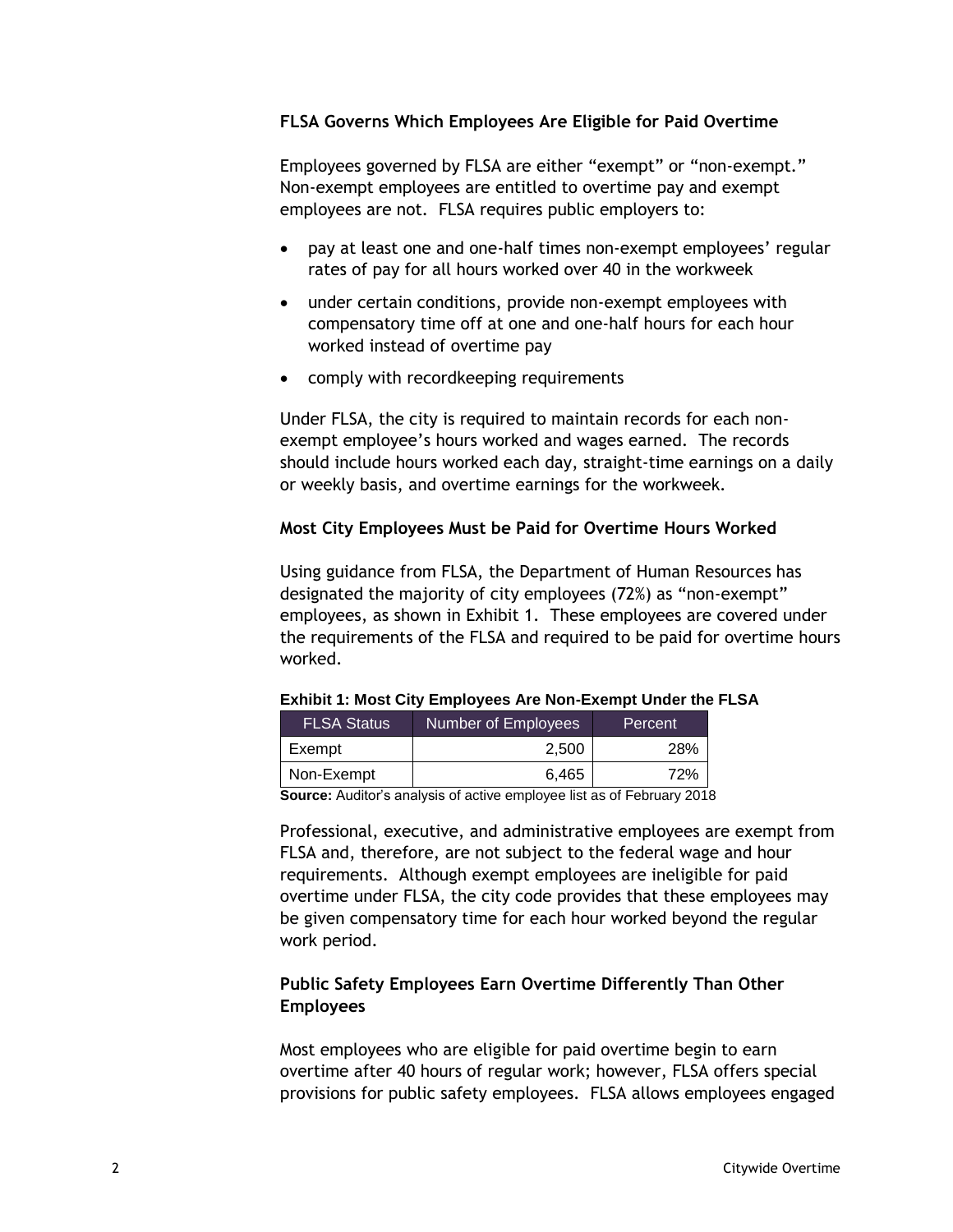### FLSA Governs Which Employees Are Eligible for Paid Overtime

Employees governed by FLSA are either "exempt" or "non-exempt." Non-exempt employees are entitled to overtime pay and exempt employees are not. FLSA requires public employers to:

- pay at least one and one-half times non-exempt employees' regular rates of pay for all hours worked over 40 in the workweek
- under certain conditions, provide non-exempt employees with compensatory time off at one and one-half hours for each hour worked instead of overtime pay
- comply with recordkeeping requirements

Under FLSA, the city is required to maintain records for each non-exempt employee's hours worked and wages earned. The records should include hours worked each day, straight-time earnings on a daily or weekly basis, and overtime earnings for the workweek.

### Most City Employees Must be Paid for Overtime Hours Worked

Using guidance from FLSA, the Department of Human Resources has designated the majority of city employees (72%) as "non-exempt" employees, as shown in Exhibit 1. These employees are covered under the requirements of the FLSA and required to be paid for overtime hours worked.

**Exhibit 1: Most City Employees Are Non-Exempt Under the FLSA**

| FLSA Status | Number of Employees | Percent |
|---|---:|---:|
| Exempt | 2,500 | 28% |
| Non-Exempt | 6,465 | 72% |

**Source:** Auditor's analysis of active employee list as of February 2018

Professional, executive, and administrative employees are exempt from FLSA and, therefore, are not subject to the federal wage and hour requirements. Although exempt employees are ineligible for paid overtime under FLSA, the city code provides that these employees may be given compensatory time for each hour worked beyond the regular work period.

### Public Safety Employees Earn Overtime Differently Than Other Employees

Most employees who are eligible for paid overtime begin to earn overtime after 40 hours of regular work; however, FLSA offers special provisions for public safety employees. FLSA allows employees engaged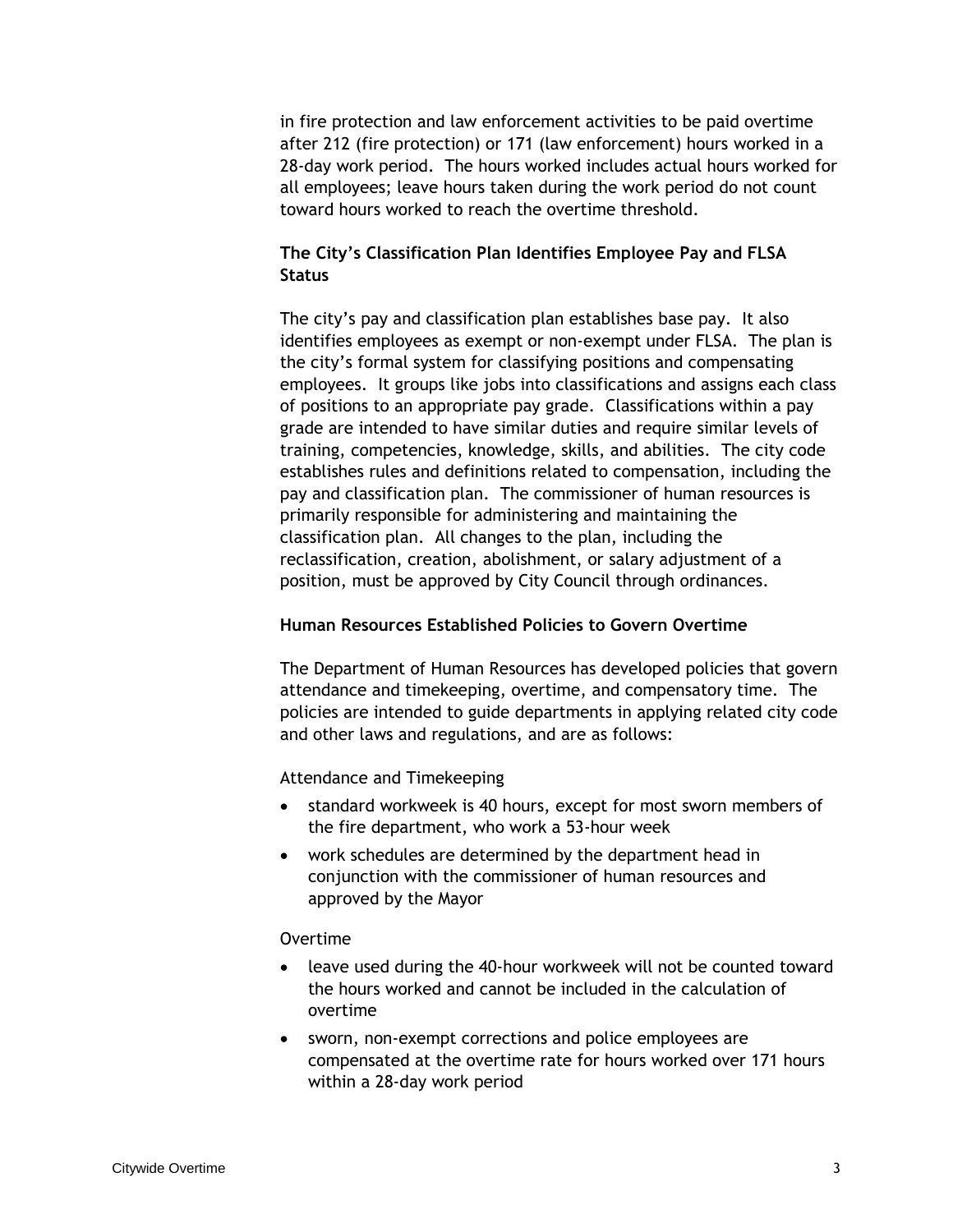in fire protection and law enforcement activities to be paid overtime after 212 (fire protection) or 171 (law enforcement) hours worked in a 28-day work period. The hours worked includes actual hours worked for all employees; leave hours taken during the work period do not count toward hours worked to reach the overtime threshold.

### The City's Classification Plan Identifies Employee Pay and FLSA Status

The city's pay and classification plan establishes base pay. It also identifies employees as exempt or non-exempt under FLSA. The plan is the city's formal system for classifying positions and compensating employees. It groups like jobs into classifications and assigns each class of positions to an appropriate pay grade. Classifications within a pay grade are intended to have similar duties and require similar levels of training, competencies, knowledge, skills, and abilities. The city code establishes rules and definitions related to compensation, including the pay and classification plan. The commissioner of human resources is primarily responsible for administering and maintaining the classification plan. All changes to the plan, including the reclassification, creation, abolishment, or salary adjustment of a position, must be approved by City Council through ordinances.

### Human Resources Established Policies to Govern Overtime

The Department of Human Resources has developed policies that govern attendance and timekeeping, overtime, and compensatory time. The policies are intended to guide departments in applying related city code and other laws and regulations, and are as follows:

Attendance and Timekeeping

- standard workweek is 40 hours, except for most sworn members of the fire department, who work a 53-hour week
- work schedules are determined by the department head in conjunction with the commissioner of human resources and approved by the Mayor

Overtime

- leave used during the 40-hour workweek will not be counted toward the hours worked and cannot be included in the calculation of overtime
- sworn, non-exempt corrections and police employees are compensated at the overtime rate for hours worked over 171 hours within a 28-day work period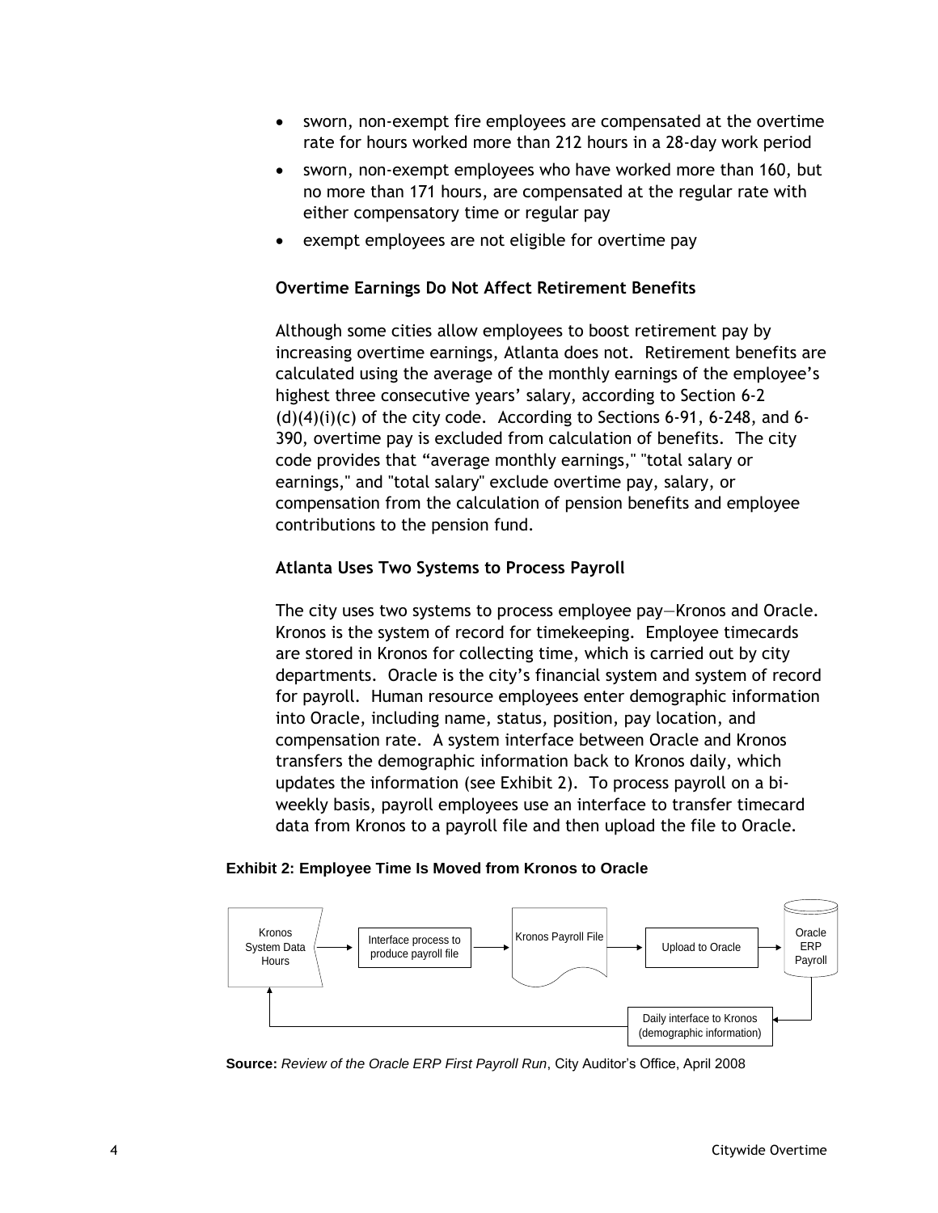- sworn, non-exempt fire employees are compensated at the overtime rate for hours worked more than 212 hours in a 28-day work period
- sworn, non-exempt employees who have worked more than 160, but no more than 171 hours, are compensated at the regular rate with either compensatory time or regular pay
- exempt employees are not eligible for overtime pay

### Overtime Earnings Do Not Affect Retirement Benefits

Although some cities allow employees to boost retirement pay by increasing overtime earnings, Atlanta does not. Retirement benefits are calculated using the average of the monthly earnings of the employee's highest three consecutive years' salary, according to Section 6-2 (d)(4)(i)(c) of the city code. According to Sections 6-91, 6-248, and 6-390, overtime pay is excluded from calculation of benefits. The city code provides that "average monthly earnings," "total salary or earnings," and "total salary" exclude overtime pay, salary, or compensation from the calculation of pension benefits and employee contributions to the pension fund.

### Atlanta Uses Two Systems to Process Payroll

The city uses two systems to process employee pay—Kronos and Oracle. Kronos is the system of record for timekeeping. Employee timecards are stored in Kronos for collecting time, which is carried out by city departments. Oracle is the city's financial system and system of record for payroll. Human resource employees enter demographic information into Oracle, including name, status, position, pay location, and compensation rate. A system interface between Oracle and Kronos transfers the demographic information back to Kronos daily, which updates the information (see Exhibit 2). To process payroll on a bi-weekly basis, payroll employees use an interface to transfer timecard data from Kronos to a payroll file and then upload the file to Oracle.

**Exhibit 2: Employee Time Is Moved from Kronos to Oracle**

Kronos System Data Hours → Interface process to produce payroll file → Kronos Payroll File → Upload to Oracle → Oracle ERP Payroll → Daily interface to Kronos (demographic information) → Kronos System Data Hours

**Source:** *Review of the Oracle ERP First Payroll Run*, City Auditor's Office, April 2008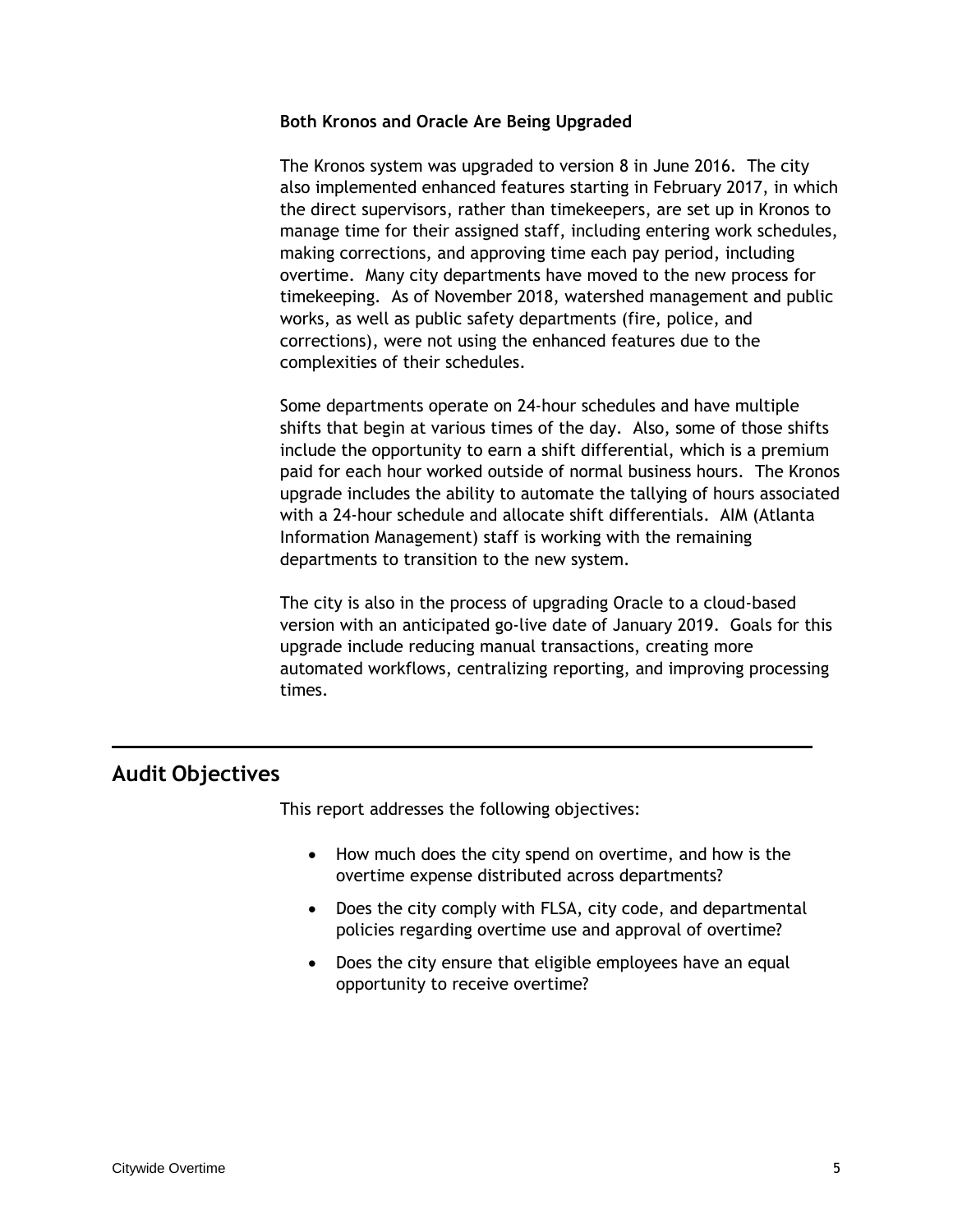### Both Kronos and Oracle Are Being Upgraded

The Kronos system was upgraded to version 8 in June 2016. The city also implemented enhanced features starting in February 2017, in which the direct supervisors, rather than timekeepers, are set up in Kronos to manage time for their assigned staff, including entering work schedules, making corrections, and approving time each pay period, including overtime. Many city departments have moved to the new process for timekeeping. As of November 2018, watershed management and public works, as well as public safety departments (fire, police, and corrections), were not using the enhanced features due to the complexities of their schedules.

Some departments operate on 24-hour schedules and have multiple shifts that begin at various times of the day. Also, some of those shifts include the opportunity to earn a shift differential, which is a premium paid for each hour worked outside of normal business hours. The Kronos upgrade includes the ability to automate the tallying of hours associated with a 24-hour schedule and allocate shift differentials. AIM (Atlanta Information Management) staff is working with the remaining departments to transition to the new system.

The city is also in the process of upgrading Oracle to a cloud-based version with an anticipated go-live date of January 2019. Goals for this upgrade include reducing manual transactions, creating more automated workflows, centralizing reporting, and improving processing times.

## Audit Objectives

This report addresses the following objectives:

- How much does the city spend on overtime, and how is the overtime expense distributed across departments?
- Does the city comply with FLSA, city code, and departmental policies regarding overtime use and approval of overtime?
- Does the city ensure that eligible employees have an equal opportunity to receive overtime?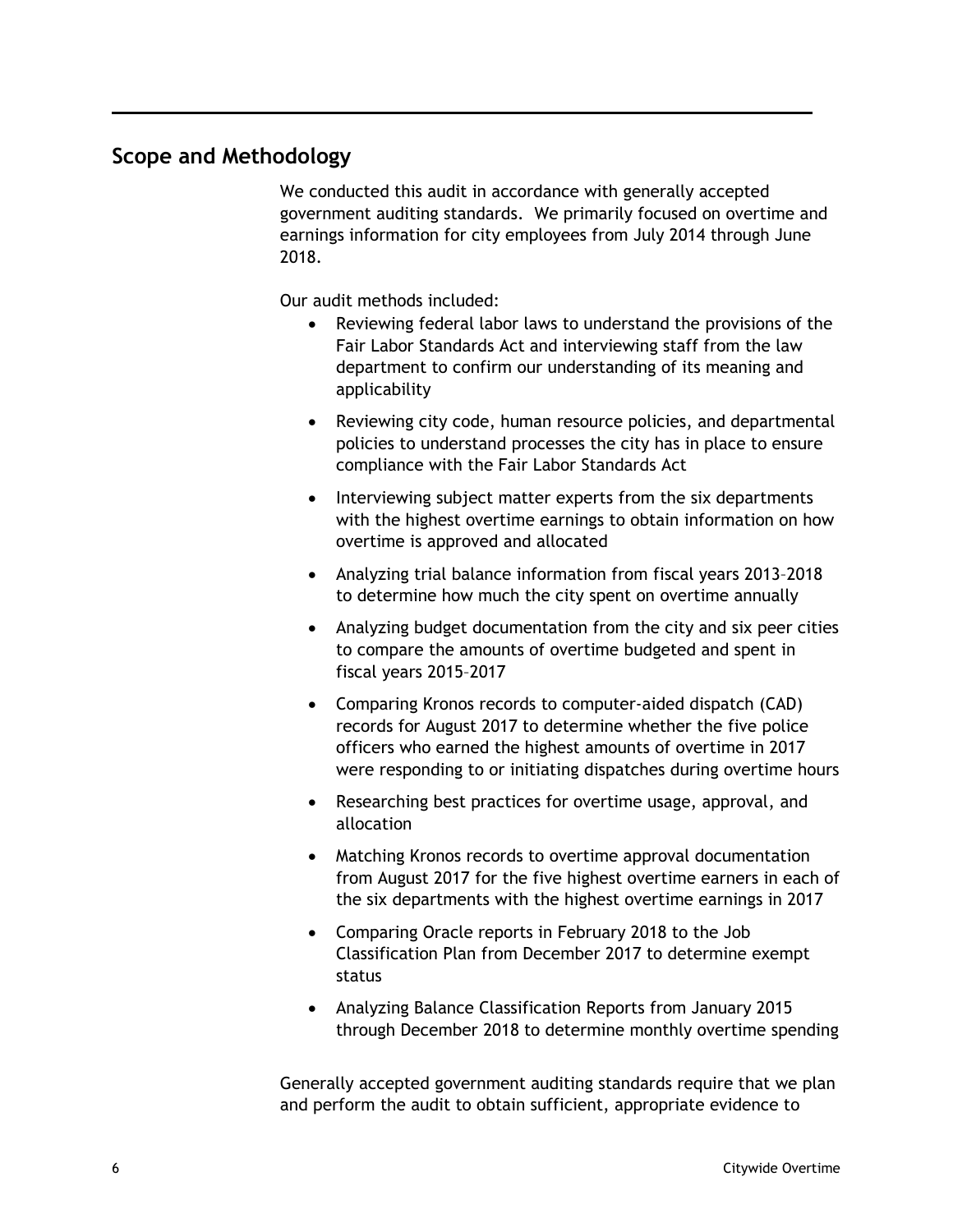## Scope and Methodology

We conducted this audit in accordance with generally accepted government auditing standards. We primarily focused on overtime and earnings information for city employees from July 2014 through June 2018.

Our audit methods included:

- Reviewing federal labor laws to understand the provisions of the Fair Labor Standards Act and interviewing staff from the law department to confirm our understanding of its meaning and applicability
- Reviewing city code, human resource policies, and departmental policies to understand processes the city has in place to ensure compliance with the Fair Labor Standards Act
- Interviewing subject matter experts from the six departments with the highest overtime earnings to obtain information on how overtime is approved and allocated
- Analyzing trial balance information from fiscal years 2013–2018 to determine how much the city spent on overtime annually
- Analyzing budget documentation from the city and six peer cities to compare the amounts of overtime budgeted and spent in fiscal years 2015–2017
- Comparing Kronos records to computer-aided dispatch (CAD) records for August 2017 to determine whether the five police officers who earned the highest amounts of overtime in 2017 were responding to or initiating dispatches during overtime hours
- Researching best practices for overtime usage, approval, and allocation
- Matching Kronos records to overtime approval documentation from August 2017 for the five highest overtime earners in each of the six departments with the highest overtime earnings in 2017
- Comparing Oracle reports in February 2018 to the Job Classification Plan from December 2017 to determine exempt status
- Analyzing Balance Classification Reports from January 2015 through December 2018 to determine monthly overtime spending

Generally accepted government auditing standards require that we plan and perform the audit to obtain sufficient, appropriate evidence to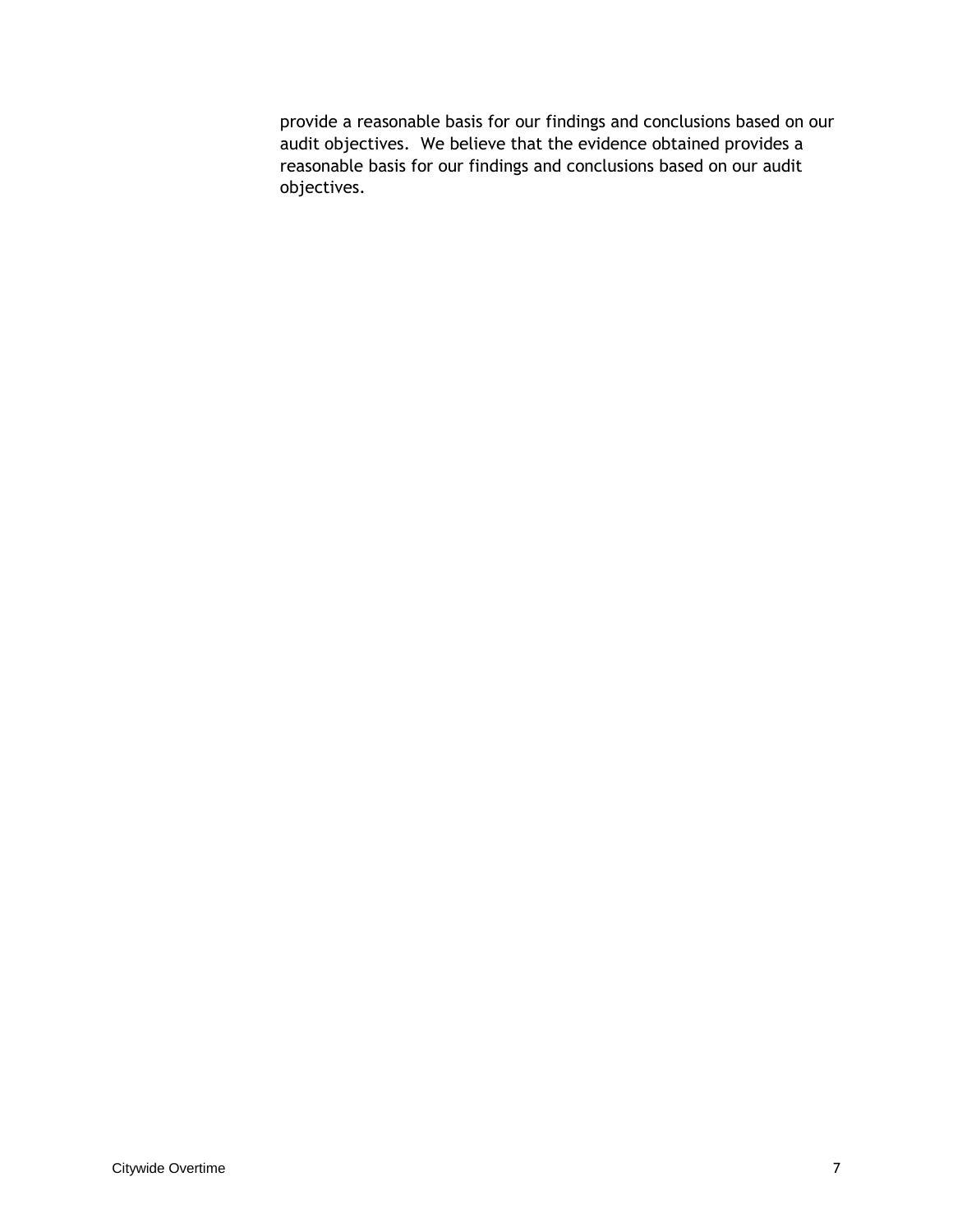provide a reasonable basis for our findings and conclusions based on our audit objectives. We believe that the evidence obtained provides a reasonable basis for our findings and conclusions based on our audit objectives.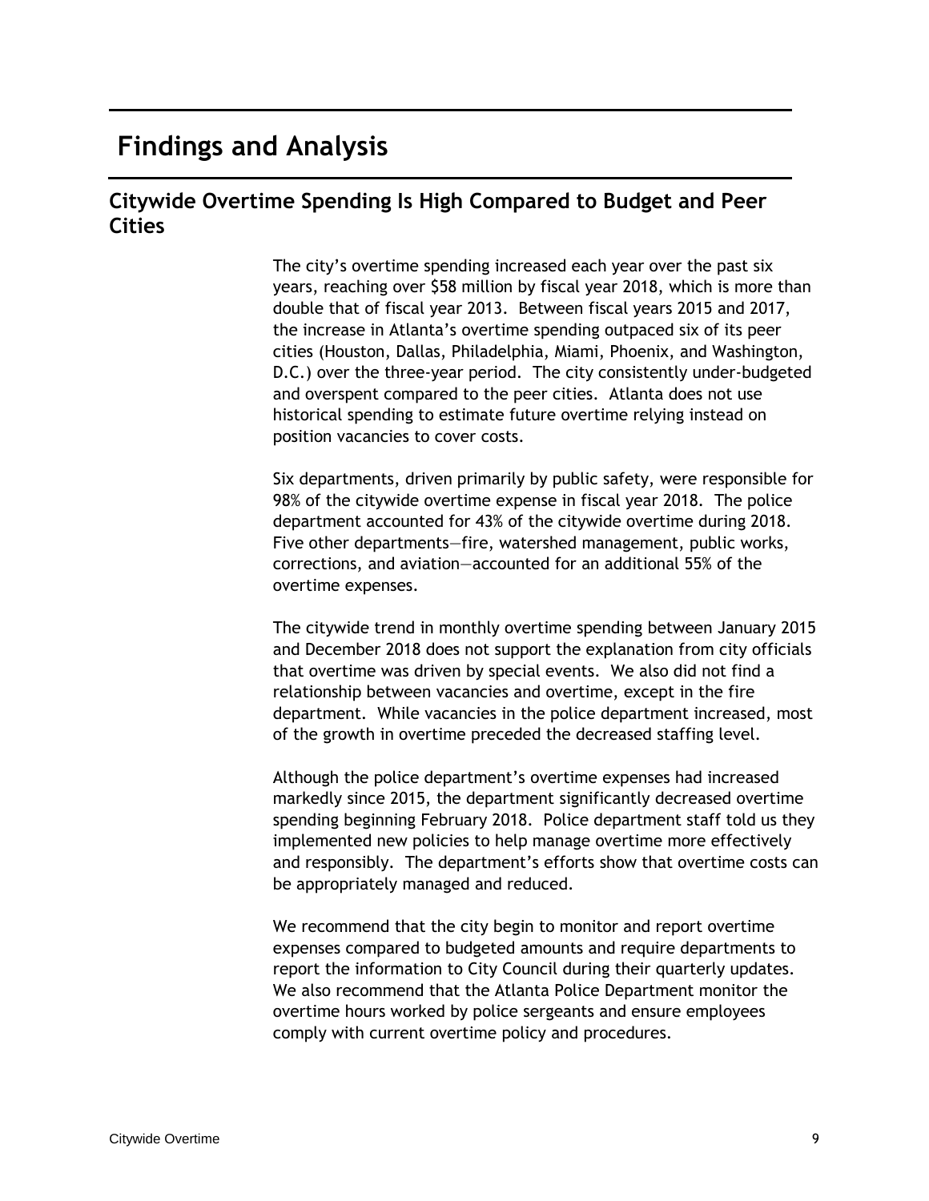# Findings and Analysis

## Citywide Overtime Spending Is High Compared to Budget and Peer Cities

The city's overtime spending increased each year over the past six years, reaching over $58 million by fiscal year 2018, which is more than double that of fiscal year 2013. Between fiscal years 2015 and 2017, the increase in Atlanta's overtime spending outpaced six of its peer cities (Houston, Dallas, Philadelphia, Miami, Phoenix, and Washington, D.C.) over the three-year period. The city consistently under-budgeted and overspent compared to the peer cities. Atlanta does not use historical spending to estimate future overtime relying instead on position vacancies to cover costs.

Six departments, driven primarily by public safety, were responsible for 98% of the citywide overtime expense in fiscal year 2018. The police department accounted for 43% of the citywide overtime during 2018. Five other departments—fire, watershed management, public works, corrections, and aviation—accounted for an additional 55% of the overtime expenses.

The citywide trend in monthly overtime spending between January 2015 and December 2018 does not support the explanation from city officials that overtime was driven by special events. We also did not find a relationship between vacancies and overtime, except in the fire department. While vacancies in the police department increased, most of the growth in overtime preceded the decreased staffing level.

Although the police department's overtime expenses had increased markedly since 2015, the department significantly decreased overtime spending beginning February 2018. Police department staff told us they implemented new policies to help manage overtime more effectively and responsibly. The department's efforts show that overtime costs can be appropriately managed and reduced.

We recommend that the city begin to monitor and report overtime expenses compared to budgeted amounts and require departments to report the information to City Council during their quarterly updates. We also recommend that the Atlanta Police Department monitor the overtime hours worked by police sergeants and ensure employees comply with current overtime policy and procedures.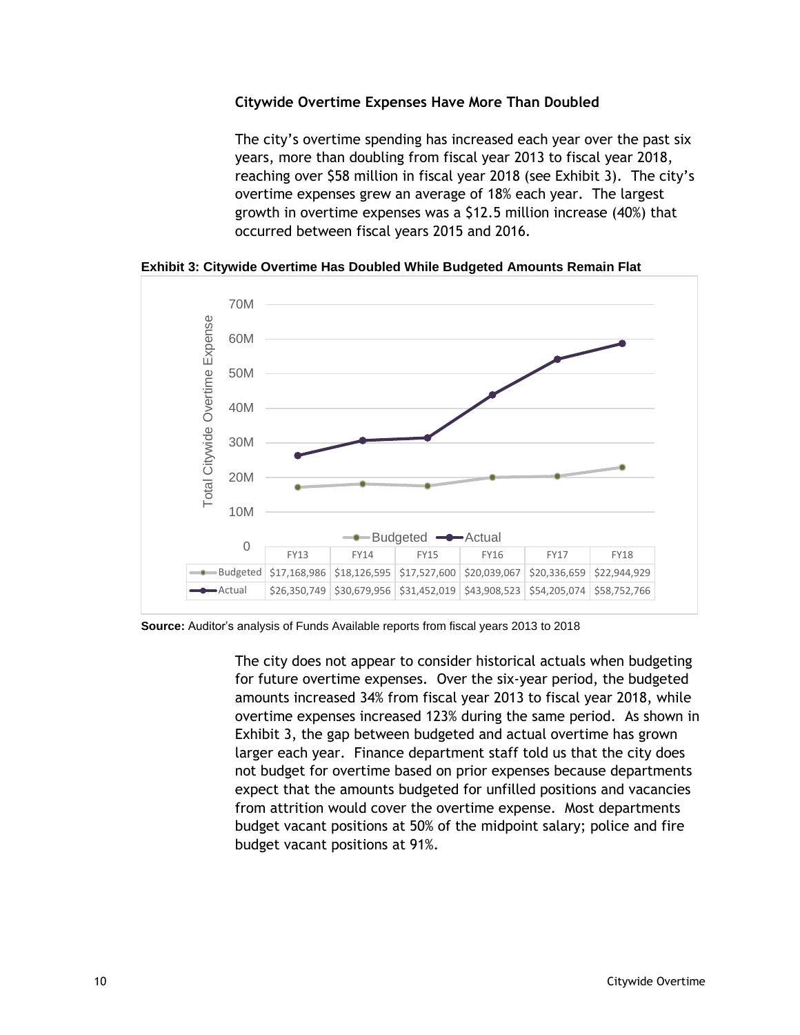### Citywide Overtime Expenses Have More Than Doubled

The city's overtime spending has increased each year over the past six years, more than doubling from fiscal year 2013 to fiscal year 2018, reaching over $58 million in fiscal year 2018 (see Exhibit 3). The city's overtime expenses grew an average of 18% each year. The largest growth in overtime expenses was a $12.5 million increase (40%) that occurred between fiscal years 2015 and 2016.

**Exhibit 3: Citywide Overtime Has Doubled While Budgeted Amounts Remain Flat**

| | FY13 | FY14 | FY15 | FY16 | FY17 | FY18 |
|---|---|---|---|---|---|---|
| Budgeted | $17,168,986 | $18,126,595 | $17,527,600 | $20,039,067 | $20,336,659 | $22,944,929 |
| Actual | $26,350,749 | $30,679,956 | $31,452,019 | $43,908,523 | $54,205,074 | $58,752,766 |

**Source:** Auditor's analysis of Funds Available reports from fiscal years 2013 to 2018

The city does not appear to consider historical actuals when budgeting for future overtime expenses. Over the six-year period, the budgeted amounts increased 34% from fiscal year 2013 to fiscal year 2018, while overtime expenses increased 123% during the same period. As shown in Exhibit 3, the gap between budgeted and actual overtime has grown larger each year. Finance department staff told us that the city does not budget for overtime based on prior expenses because departments expect that the amounts budgeted for unfilled positions and vacancies from attrition would cover the overtime expense. Most departments budget vacant positions at 50% of the midpoint salary; police and fire budget vacant positions at 91%.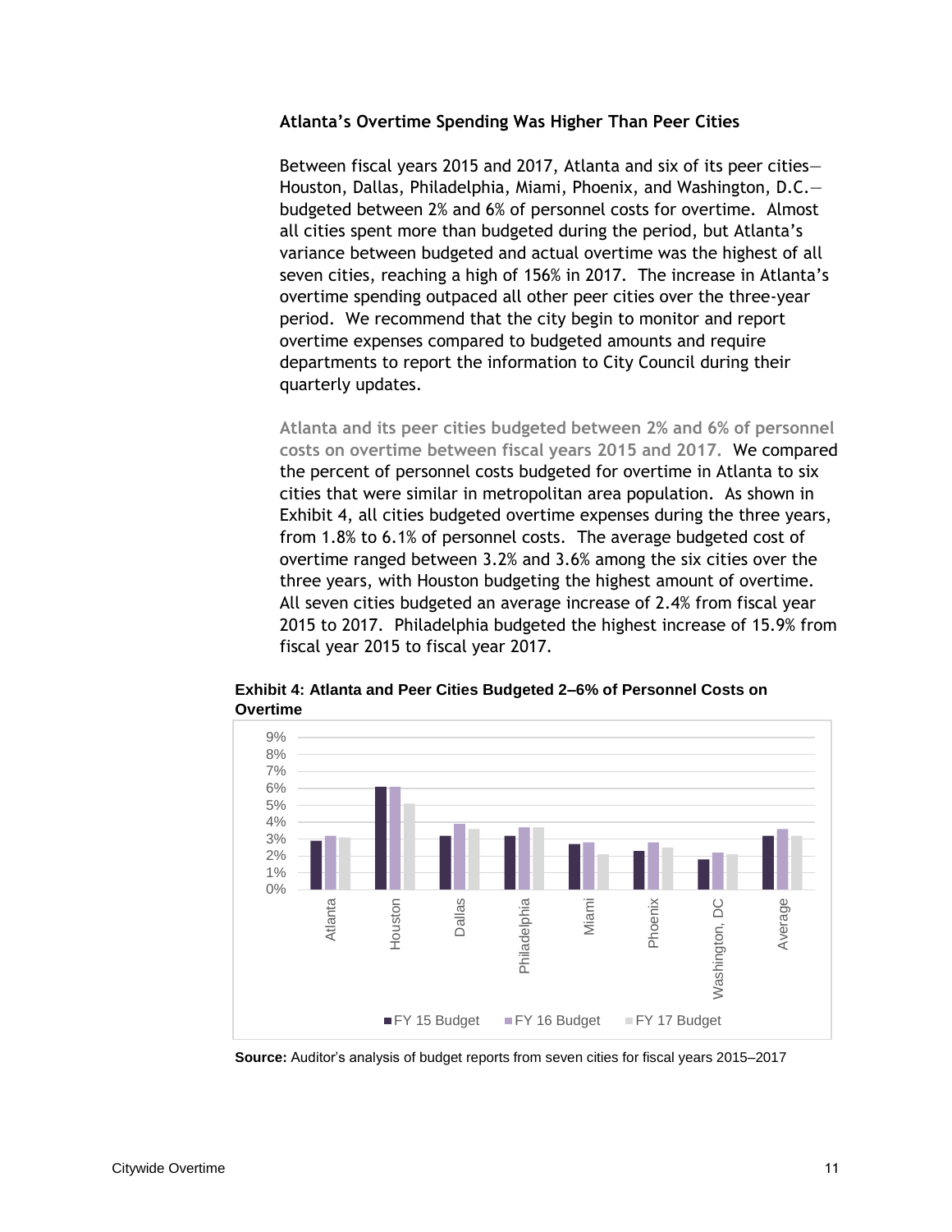### Atlanta's Overtime Spending Was Higher Than Peer Cities

Between fiscal years 2015 and 2017, Atlanta and six of its peer cities—Houston, Dallas, Philadelphia, Miami, Phoenix, and Washington, D.C.—budgeted between 2% and 6% of personnel costs for overtime. Almost all cities spent more than budgeted during the period, but Atlanta's variance between budgeted and actual overtime was the highest of all seven cities, reaching a high of 156% in 2017. The increase in Atlanta's overtime spending outpaced all other peer cities over the three-year period. We recommend that the city begin to monitor and report overtime expenses compared to budgeted amounts and require departments to report the information to City Council during their quarterly updates.

**Atlanta and its peer cities budgeted between 2% and 6% of personnel costs on overtime between fiscal years 2015 and 2017.** We compared the percent of personnel costs budgeted for overtime in Atlanta to six cities that were similar in metropolitan area population. As shown in Exhibit 4, all cities budgeted overtime expenses during the three years, from 1.8% to 6.1% of personnel costs. The average budgeted cost of overtime ranged between 3.2% and 3.6% among the six cities over the three years, with Houston budgeting the highest amount of overtime. All seven cities budgeted an average increase of 2.4% from fiscal year 2015 to 2017. Philadelphia budgeted the highest increase of 15.9% from fiscal year 2015 to fiscal year 2017.

**Exhibit 4: Atlanta and Peer Cities Budgeted 2–6% of Personnel Costs on Overtime**

**Source:** Auditor's analysis of budget reports from seven cities for fiscal years 2015–2017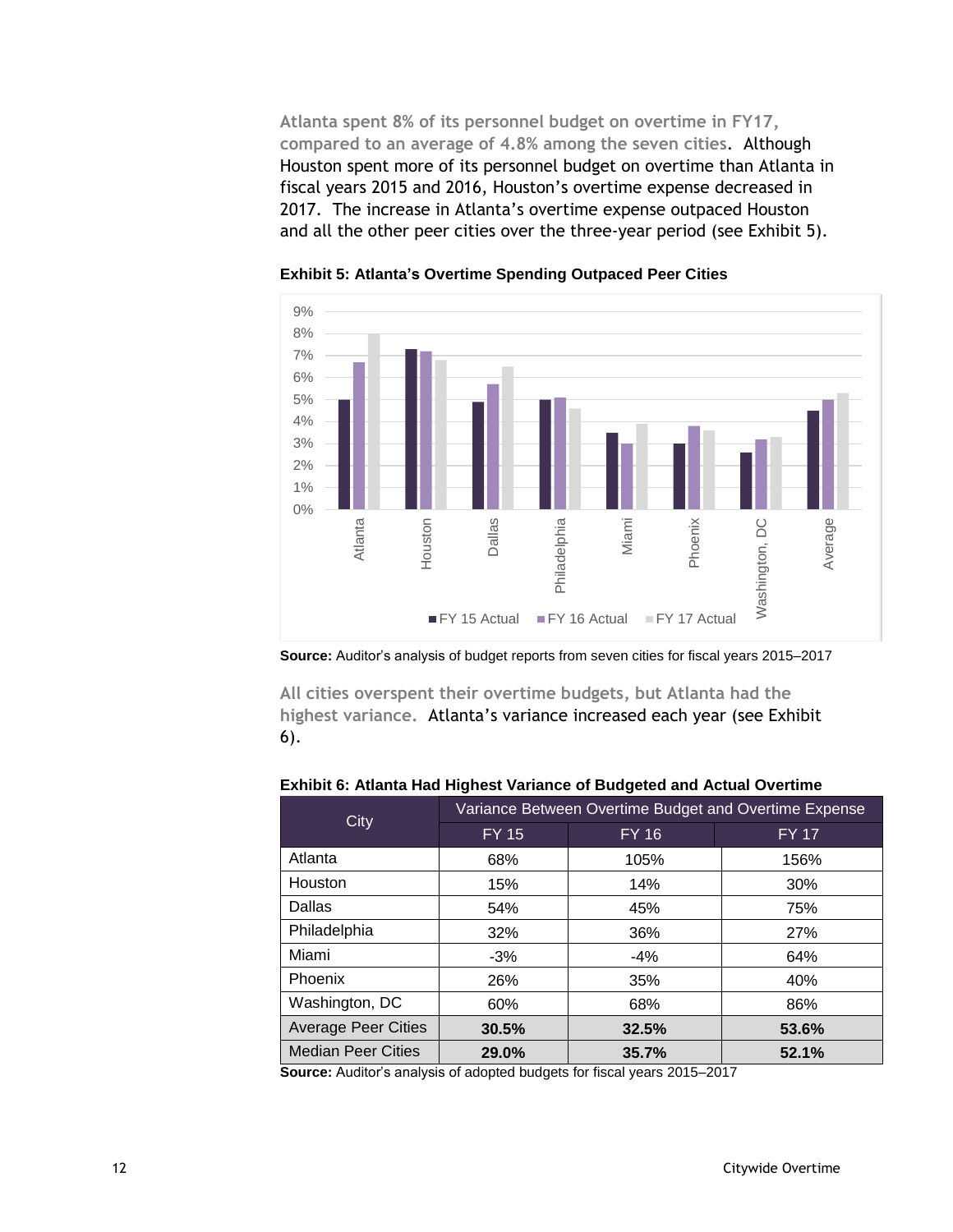**Atlanta spent 8% of its personnel budget on overtime in FY17, compared to an average of 4.8% among the seven cities.** Although Houston spent more of its personnel budget on overtime than Atlanta in fiscal years 2015 and 2016, Houston's overtime expense decreased in 2017. The increase in Atlanta's overtime expense outpaced Houston and all the other peer cities over the three-year period (see Exhibit 5).

**Exhibit 5: Atlanta's Overtime Spending Outpaced Peer Cities**

**Source:** Auditor's analysis of budget reports from seven cities for fiscal years 2015–2017

**All cities overspent their overtime budgets, but Atlanta had the highest variance.** Atlanta's variance increased each year (see Exhibit 6).

**Exhibit 6: Atlanta Had Highest Variance of Budgeted and Actual Overtime**

| City | Variance Between Overtime Budget and Overtime Expense | | |
|---|---|---|---|
| | FY 15 | FY 16 | FY 17 |
| Atlanta | 68% | 105% | 156% |
| Houston | 15% | 14% | 30% |
| Dallas | 54% | 45% | 75% |
| Philadelphia | 32% | 36% | 27% |
| Miami | -3% | -4% | 64% |
| Phoenix | 26% | 35% | 40% |
| Washington, DC | 60% | 68% | 86% |
| Average Peer Cities | **30.5%** | **32.5%** | **53.6%** |
| Median Peer Cities | **29.0%** | **35.7%** | **52.1%** |

**Source:** Auditor's analysis of adopted budgets for fiscal years 2015–2017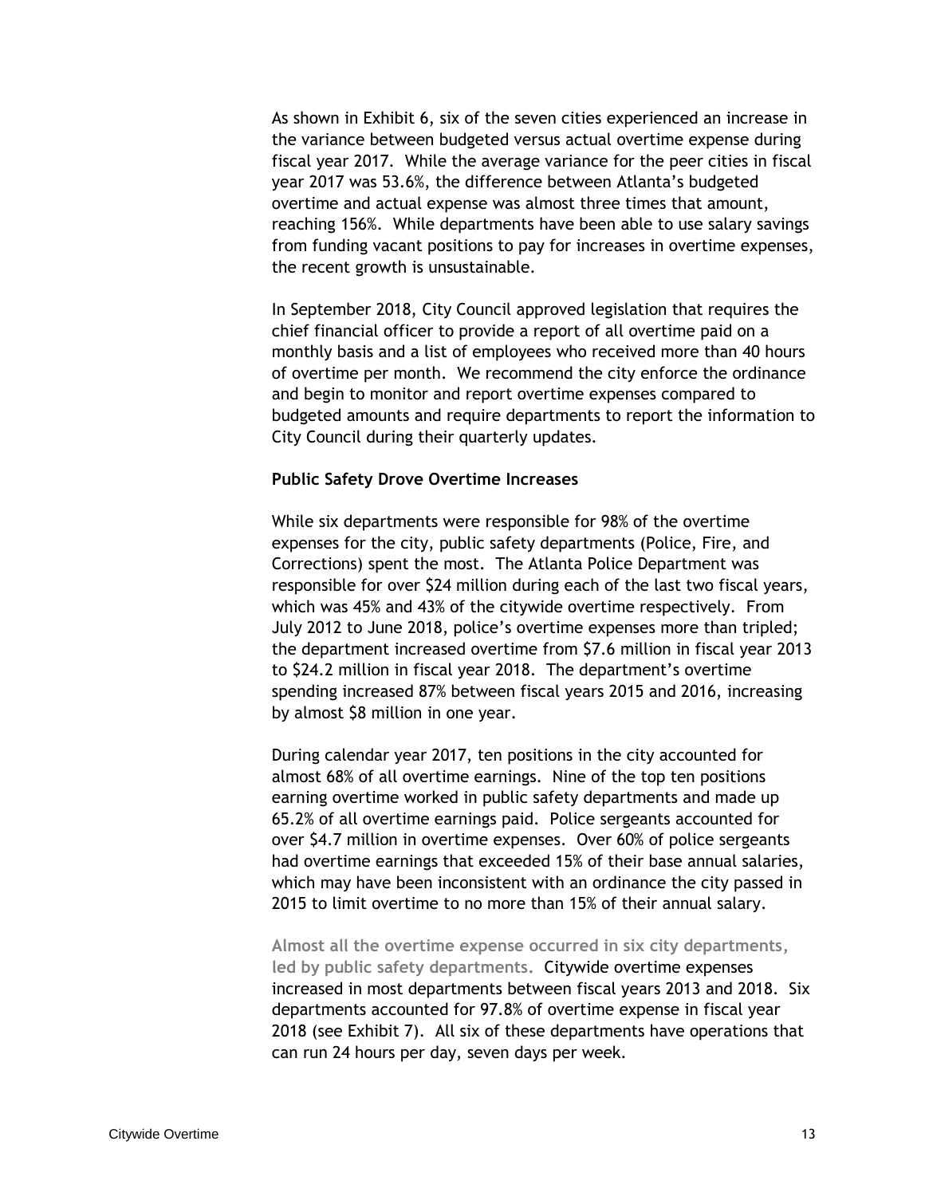As shown in Exhibit 6, six of the seven cities experienced an increase in the variance between budgeted versus actual overtime expense during fiscal year 2017. While the average variance for the peer cities in fiscal year 2017 was 53.6%, the difference between Atlanta's budgeted overtime and actual expense was almost three times that amount, reaching 156%. While departments have been able to use salary savings from funding vacant positions to pay for increases in overtime expenses, the recent growth is unsustainable.

In September 2018, City Council approved legislation that requires the chief financial officer to provide a report of all overtime paid on a monthly basis and a list of employees who received more than 40 hours of overtime per month. We recommend the city enforce the ordinance and begin to monitor and report overtime expenses compared to budgeted amounts and require departments to report the information to City Council during their quarterly updates.

### Public Safety Drove Overtime Increases

While six departments were responsible for 98% of the overtime expenses for the city, public safety departments (Police, Fire, and Corrections) spent the most. The Atlanta Police Department was responsible for over $24 million during each of the last two fiscal years, which was 45% and 43% of the citywide overtime respectively. From July 2012 to June 2018, police's overtime expenses more than tripled; the department increased overtime from $7.6 million in fiscal year 2013 to $24.2 million in fiscal year 2018. The department's overtime spending increased 87% between fiscal years 2015 and 2016, increasing by almost $8 million in one year.

During calendar year 2017, ten positions in the city accounted for almost 68% of all overtime earnings. Nine of the top ten positions earning overtime worked in public safety departments and made up 65.2% of all overtime earnings paid. Police sergeants accounted for over $4.7 million in overtime expenses. Over 60% of police sergeants had overtime earnings that exceeded 15% of their base annual salaries, which may have been inconsistent with an ordinance the city passed in 2015 to limit overtime to no more than 15% of their annual salary.

**Almost all the overtime expense occurred in six city departments, led by public safety departments.** Citywide overtime expenses increased in most departments between fiscal years 2013 and 2018. Six departments accounted for 97.8% of overtime expense in fiscal year 2018 (see Exhibit 7). All six of these departments have operations that can run 24 hours per day, seven days per week.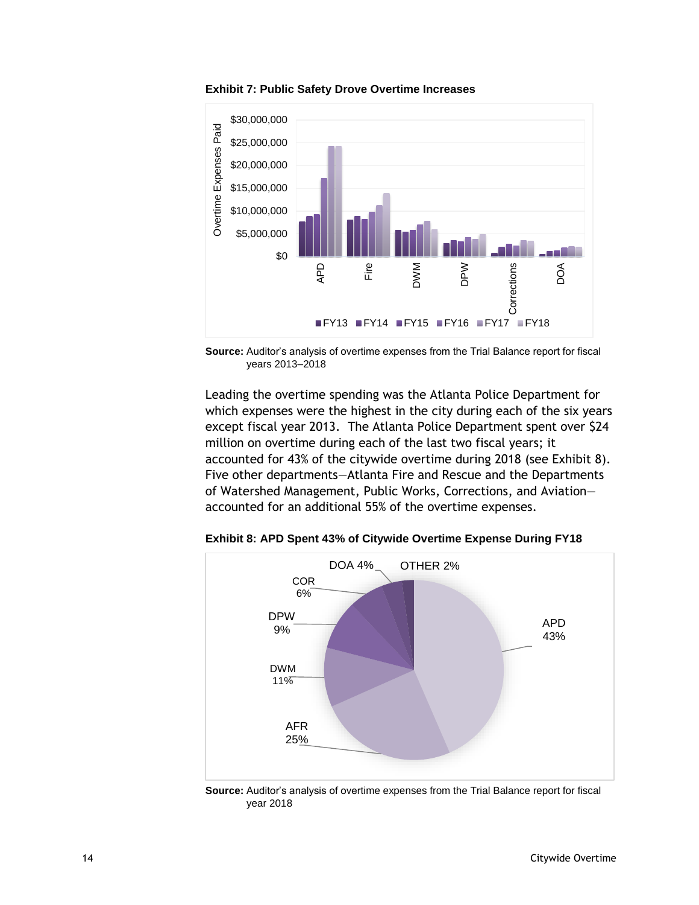**Exhibit 7: Public Safety Drove Overtime Increases**

**Source:** Auditor's analysis of overtime expenses from the Trial Balance report for fiscal years 2013–2018

Leading the overtime spending was the Atlanta Police Department for which expenses were the highest in the city during each of the six years except fiscal year 2013. The Atlanta Police Department spent over $24 million on overtime during each of the last two fiscal years; it accounted for 43% of the citywide overtime during 2018 (see Exhibit 8). Five other departments—Atlanta Fire and Rescue and the Departments of Watershed Management, Public Works, Corrections, and Aviation—accounted for an additional 55% of the overtime expenses.

**Exhibit 8: APD Spent 43% of Citywide Overtime Expense During FY18**

**Source:** Auditor's analysis of overtime expenses from the Trial Balance report for fiscal year 2018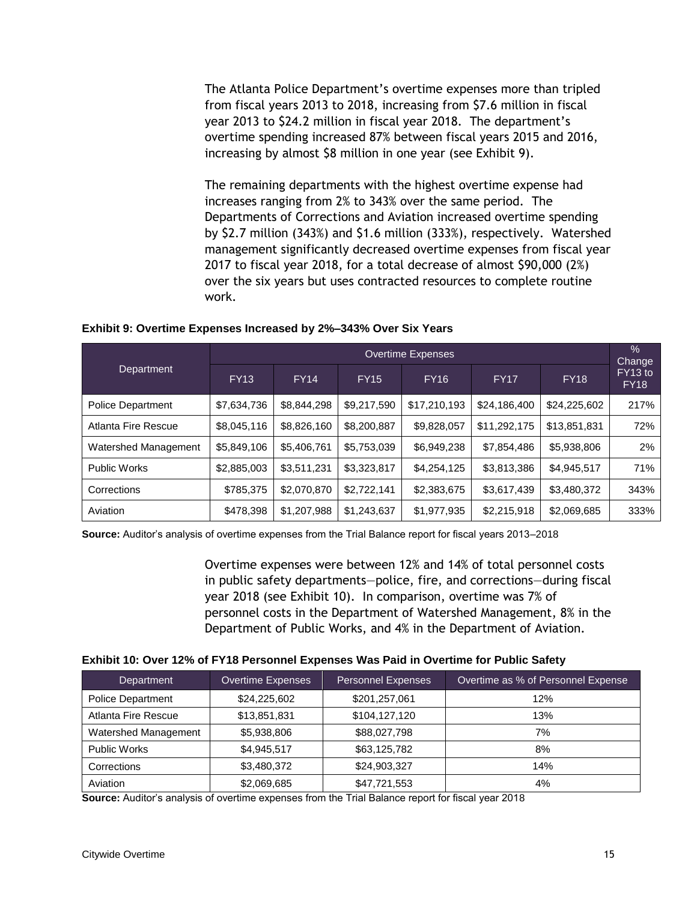The Atlanta Police Department's overtime expenses more than tripled from fiscal years 2013 to 2018, increasing from $7.6 million in fiscal year 2013 to $24.2 million in fiscal year 2018. The department's overtime spending increased 87% between fiscal years 2015 and 2016, increasing by almost $8 million in one year (see Exhibit 9).

The remaining departments with the highest overtime expense had increases ranging from 2% to 343% over the same period. The Departments of Corrections and Aviation increased overtime spending by $2.7 million (343%) and $1.6 million (333%), respectively. Watershed management significantly decreased overtime expenses from fiscal year 2017 to fiscal year 2018, for a total decrease of almost $90,000 (2%) over the six years but uses contracted resources to complete routine work.

**Exhibit 9: Overtime Expenses Increased by 2%–343% Over Six Years**

| Department | Overtime Expenses | | | | | | % Change FY13 to FY18 |
|---|---|---|---|---|---|---|---|
| | FY13 | FY14 | FY15 | FY16 | FY17 | FY18 | |
| Police Department | $7,634,736 | $8,844,298 | $9,217,590 | $17,210,193 | $24,186,400 | $24,225,602 | 217% |
| Atlanta Fire Rescue | $8,045,116 | $8,826,160 | $8,200,887 | $9,828,057 | $11,292,175 | $13,851,831 | 72% |
| Watershed Management | $5,849,106 | $5,406,761 | $5,753,039 | $6,949,238 | $7,854,486 | $5,938,806 | 2% |
| Public Works | $2,885,003 | $3,511,231 | $3,323,817 | $4,254,125 | $3,813,386 | $4,945,517 | 71% |
| Corrections | $785,375 | $2,070,870 | $2,722,141 | $2,383,675 | $3,617,439 | $3,480,372 | 343% |
| Aviation | $478,398 | $1,207,988 | $1,243,637 | $1,977,935 | $2,215,918 | $2,069,685 | 333% |

**Source:** Auditor's analysis of overtime expenses from the Trial Balance report for fiscal years 2013–2018

Overtime expenses were between 12% and 14% of total personnel costs in public safety departments—police, fire, and corrections—during fiscal year 2018 (see Exhibit 10). In comparison, overtime was 7% of personnel costs in the Department of Watershed Management, 8% in the Department of Public Works, and 4% in the Department of Aviation.

**Exhibit 10: Over 12% of FY18 Personnel Expenses Was Paid in Overtime for Public Safety**

| Department | Overtime Expenses | Personnel Expenses | Overtime as % of Personnel Expense |
|---|---|---|---|
| Police Department | $24,225,602 | $201,257,061 | 12% |
| Atlanta Fire Rescue | $13,851,831 | $104,127,120 | 13% |
| Watershed Management | $5,938,806 | $88,027,798 | 7% |
| Public Works | $4,945,517 | $63,125,782 | 8% |
| Corrections | $3,480,372 | $24,903,327 | 14% |
| Aviation | $2,069,685 | $47,721,553 | 4% |

**Source:** Auditor's analysis of overtime expenses from the Trial Balance report for fiscal year 2018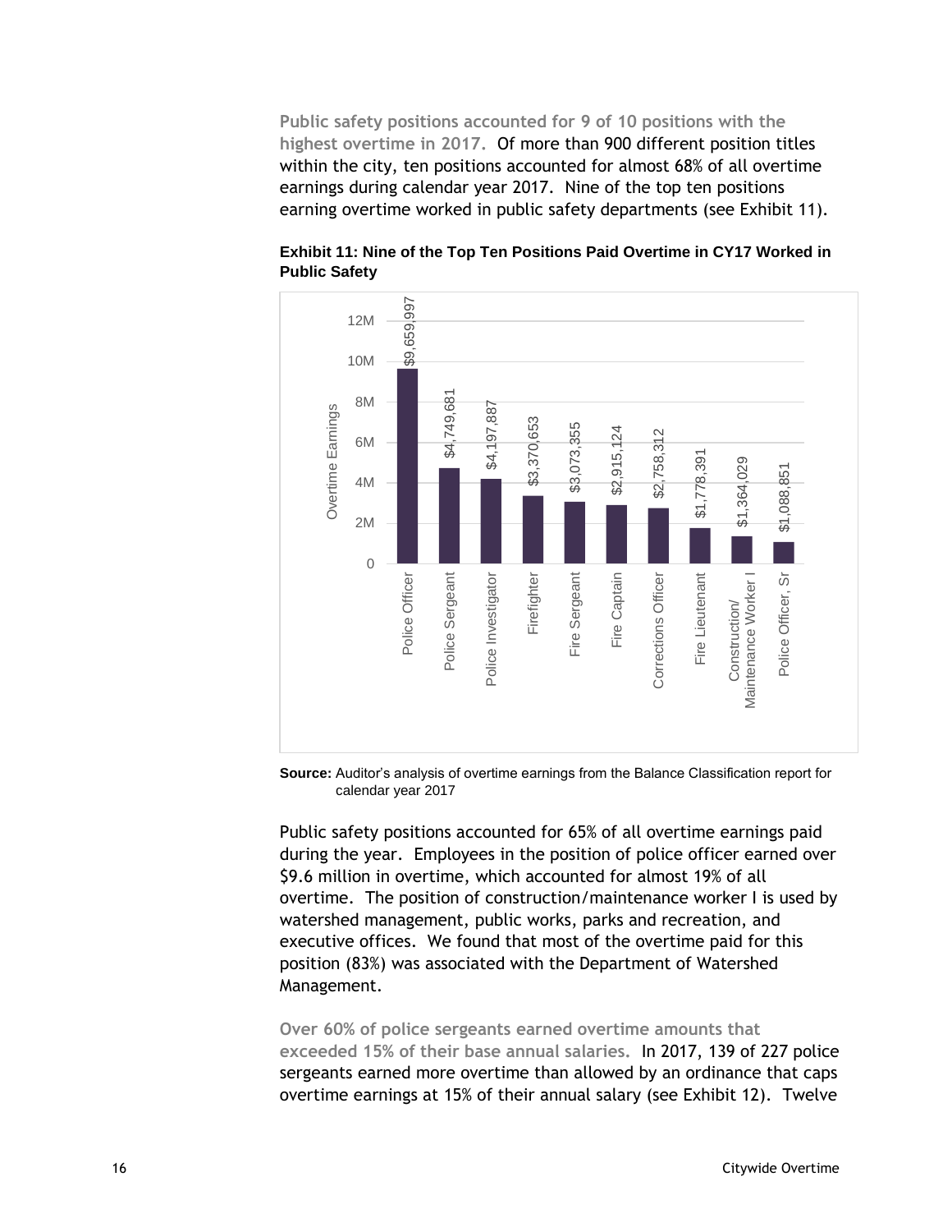**Public safety positions accounted for 9 of 10 positions with the highest overtime in 2017.** Of more than 900 different position titles within the city, ten positions accounted for almost 68% of all overtime earnings during calendar year 2017. Nine of the top ten positions earning overtime worked in public safety departments (see Exhibit 11).

**Exhibit 11: Nine of the Top Ten Positions Paid Overtime in CY17 Worked in Public Safety**

| Position | Overtime Earnings |
|---|---|
| Police Officer | $9,659,997 |
| Police Sergeant | $4,749,681 |
| Police Investigator | $4,197,887 |
| Firefighter | $3,370,653 |
| Fire Sergeant | $3,073,355 |
| Fire Captain | $2,915,124 |
| Corrections Officer | $2,758,312 |
| Fire Lieutenant | $1,778,391 |
| Construction/ Maintenance Worker I | $1,364,029 |
| Police Officer, Sr | $1,088,851 |

**Source:** Auditor's analysis of overtime earnings from the Balance Classification report for calendar year 2017

Public safety positions accounted for 65% of all overtime earnings paid during the year. Employees in the position of police officer earned over $9.6 million in overtime, which accounted for almost 19% of all overtime. The position of construction/maintenance worker I is used by watershed management, public works, parks and recreation, and executive offices. We found that most of the overtime paid for this position (83%) was associated with the Department of Watershed Management.

**Over 60% of police sergeants earned overtime amounts that exceeded 15% of their base annual salaries.** In 2017, 139 of 227 police sergeants earned more overtime than allowed by an ordinance that caps overtime earnings at 15% of their annual salary (see Exhibit 12). Twelve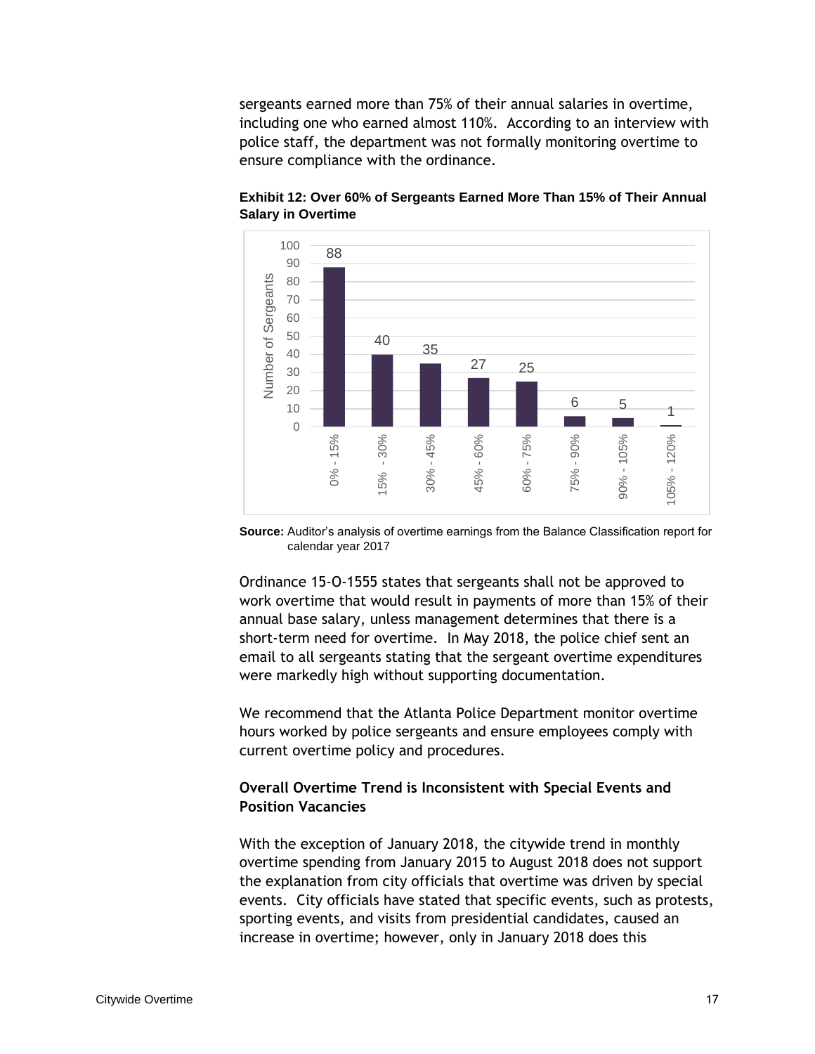sergeants earned more than 75% of their annual salaries in overtime, including one who earned almost 110%. According to an interview with police staff, the department was not formally monitoring overtime to ensure compliance with the ordinance.

**Exhibit 12: Over 60% of Sergeants Earned More Than 15% of Their Annual Salary in Overtime**

| Overtime as % of Annual Salary | Number of Sergeants |
| --- | --- |
| 0% - 15% | 88 |
| 15% - 30% | 40 |
| 30% - 45% | 35 |
| 45% - 60% | 27 |
| 60% - 75% | 25 |
| 75% - 90% | 6 |
| 90% - 105% | 5 |
| 105% - 120% | 1 |

**Source:** Auditor's analysis of overtime earnings from the Balance Classification report for calendar year 2017

Ordinance 15-O-1555 states that sergeants shall not be approved to work overtime that would result in payments of more than 15% of their annual base salary, unless management determines that there is a short-term need for overtime. In May 2018, the police chief sent an email to all sergeants stating that the sergeant overtime expenditures were markedly high without supporting documentation.

We recommend that the Atlanta Police Department monitor overtime hours worked by police sergeants and ensure employees comply with current overtime policy and procedures.

### Overall Overtime Trend is Inconsistent with Special Events and Position Vacancies

With the exception of January 2018, the citywide trend in monthly overtime spending from January 2015 to August 2018 does not support the explanation from city officials that overtime was driven by special events. City officials have stated that specific events, such as protests, sporting events, and visits from presidential candidates, caused an increase in overtime; however, only in January 2018 does this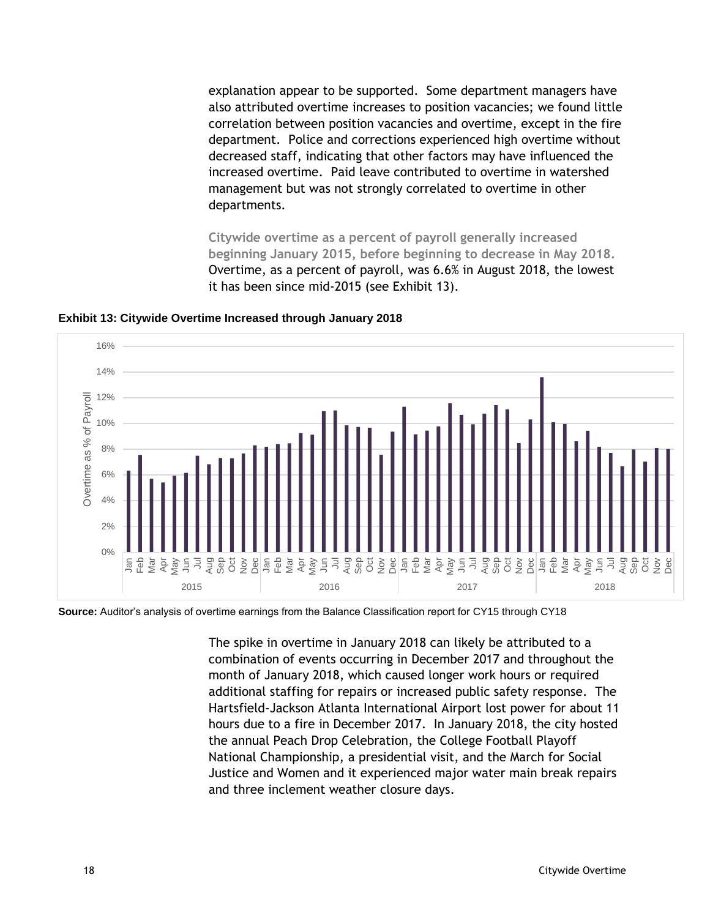explanation appear to be supported. Some department managers have also attributed overtime increases to position vacancies; we found little correlation between position vacancies and overtime, except in the fire department. Police and corrections experienced high overtime without decreased staff, indicating that other factors may have influenced the increased overtime. Paid leave contributed to overtime in watershed management but was not strongly correlated to overtime in other departments.

**Citywide overtime as a percent of payroll generally increased beginning January 2015, before beginning to decrease in May 2018.** Overtime, as a percent of payroll, was 6.6% in August 2018, the lowest it has been since mid-2015 (see Exhibit 13).

**Exhibit 13: Citywide Overtime Increased through January 2018**

**Source:** Auditor's analysis of overtime earnings from the Balance Classification report for CY15 through CY18

The spike in overtime in January 2018 can likely be attributed to a combination of events occurring in December 2017 and throughout the month of January 2018, which caused longer work hours or required additional staffing for repairs or increased public safety response. The Hartsfield-Jackson Atlanta International Airport lost power for about 11 hours due to a fire in December 2017. In January 2018, the city hosted the annual Peach Drop Celebration, the College Football Playoff National Championship, a presidential visit, and the March for Social Justice and Women and it experienced major water main break repairs and three inclement weather closure days.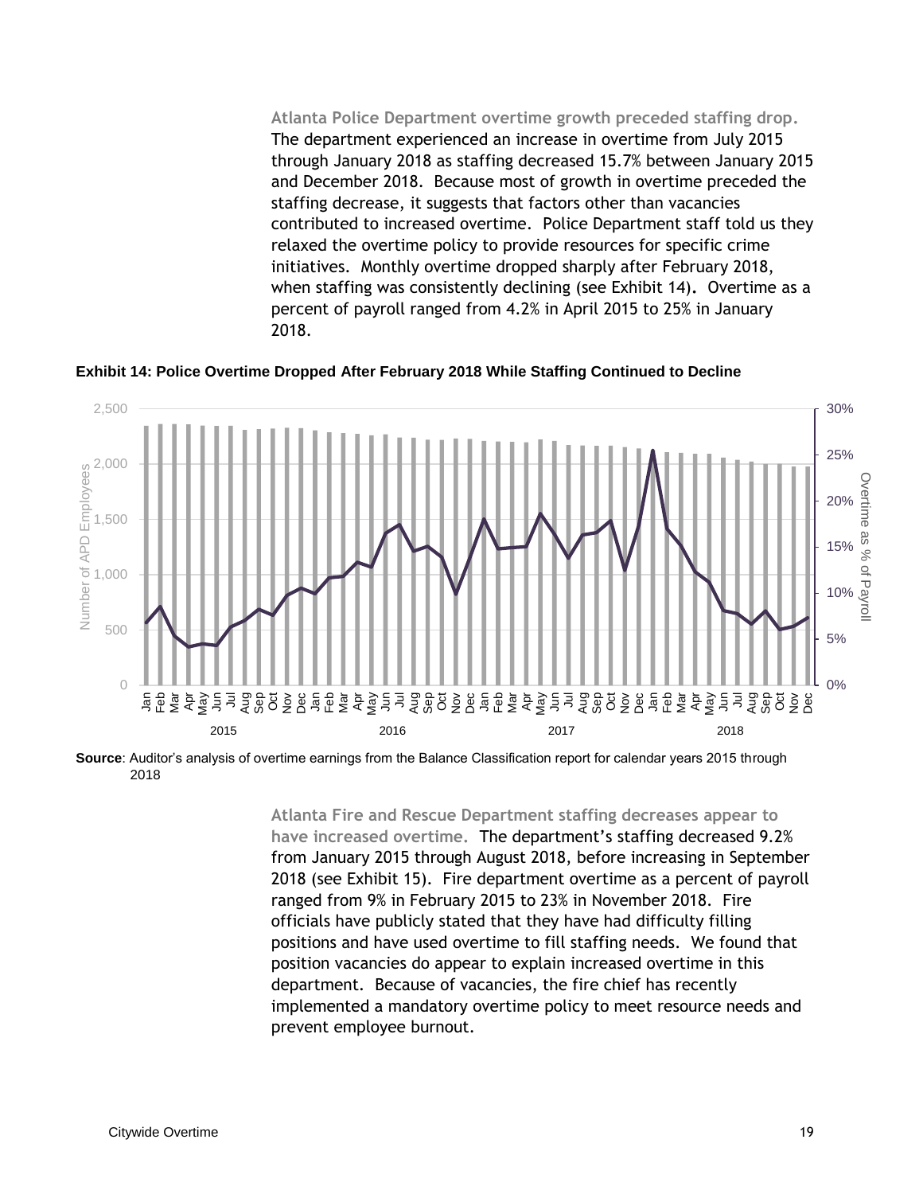**Atlanta Police Department overtime growth preceded staffing drop.** The department experienced an increase in overtime from July 2015 through January 2018 as staffing decreased 15.7% between January 2015 and December 2018. Because most of growth in overtime preceded the staffing decrease, it suggests that factors other than vacancies contributed to increased overtime. Police Department staff told us they relaxed the overtime policy to provide resources for specific crime initiatives. Monthly overtime dropped sharply after February 2018, when staffing was consistently declining (see Exhibit 14). Overtime as a percent of payroll ranged from 4.2% in April 2015 to 25% in January 2018.

**Exhibit 14: Police Overtime Dropped After February 2018 While Staffing Continued to Decline**

**Source**: Auditor's analysis of overtime earnings from the Balance Classification report for calendar years 2015 through 2018

**Atlanta Fire and Rescue Department staffing decreases appear to have increased overtime.** The department's staffing decreased 9.2% from January 2015 through August 2018, before increasing in September 2018 (see Exhibit 15). Fire department overtime as a percent of payroll ranged from 9% in February 2015 to 23% in November 2018. Fire officials have publicly stated that they have had difficulty filling positions and have used overtime to fill staffing needs. We found that position vacancies do appear to explain increased overtime in this department. Because of vacancies, the fire chief has recently implemented a mandatory overtime policy to meet resource needs and prevent employee burnout.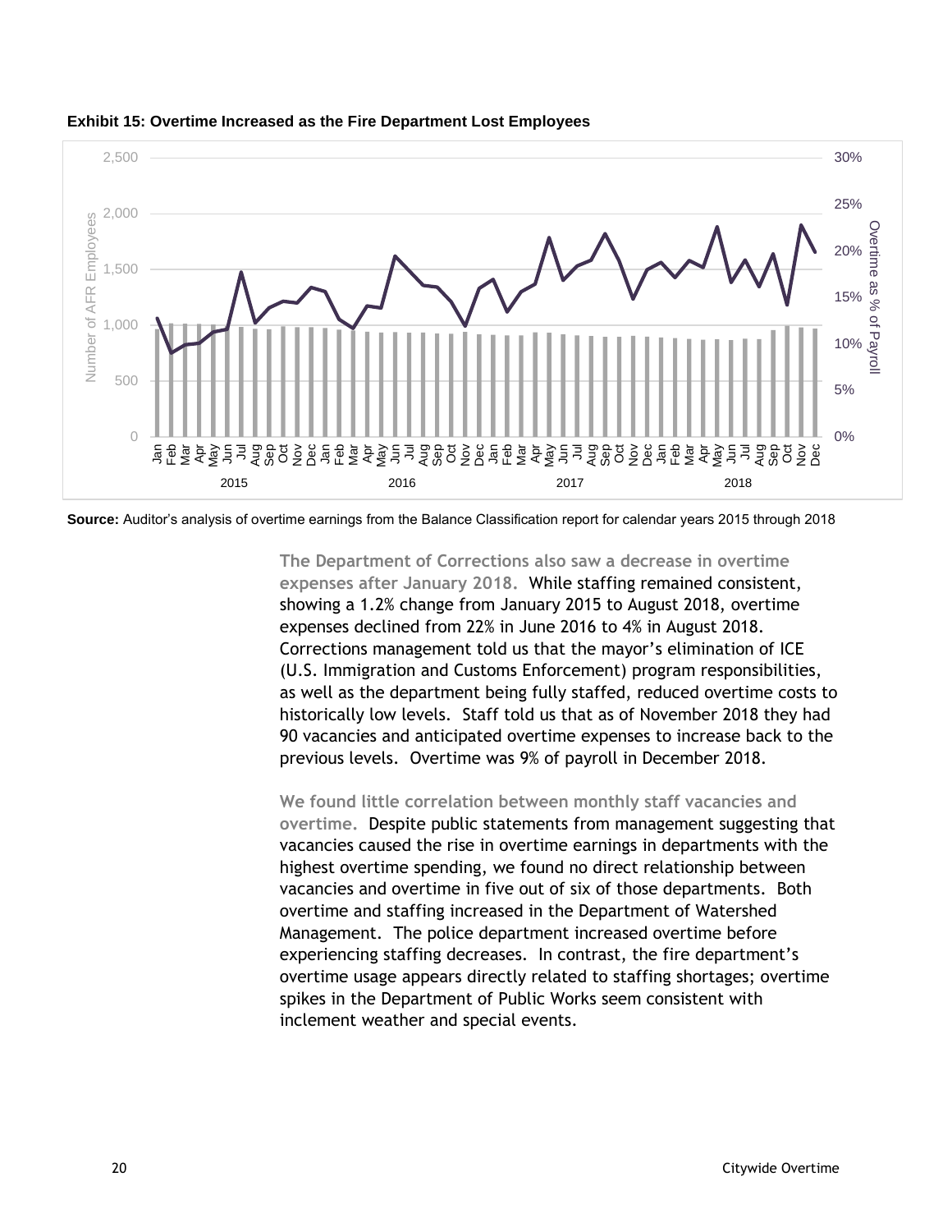**Exhibit 15: Overtime Increased as the Fire Department Lost Employees**

**Source:** Auditor's analysis of overtime earnings from the Balance Classification report for calendar years 2015 through 2018

**The Department of Corrections also saw a decrease in overtime expenses after January 2018.** While staffing remained consistent, showing a 1.2% change from January 2015 to August 2018, overtime expenses declined from 22% in June 2016 to 4% in August 2018. Corrections management told us that the mayor's elimination of ICE (U.S. Immigration and Customs Enforcement) program responsibilities, as well as the department being fully staffed, reduced overtime costs to historically low levels. Staff told us that as of November 2018 they had 90 vacancies and anticipated overtime expenses to increase back to the previous levels. Overtime was 9% of payroll in December 2018.

**We found little correlation between monthly staff vacancies and overtime.** Despite public statements from management suggesting that vacancies caused the rise in overtime earnings in departments with the highest overtime spending, we found no direct relationship between vacancies and overtime in five out of six of those departments. Both overtime and staffing increased in the Department of Watershed Management. The police department increased overtime before experiencing staffing decreases. In contrast, the fire department's overtime usage appears directly related to staffing shortages; overtime spikes in the Department of Public Works seem consistent with inclement weather and special events.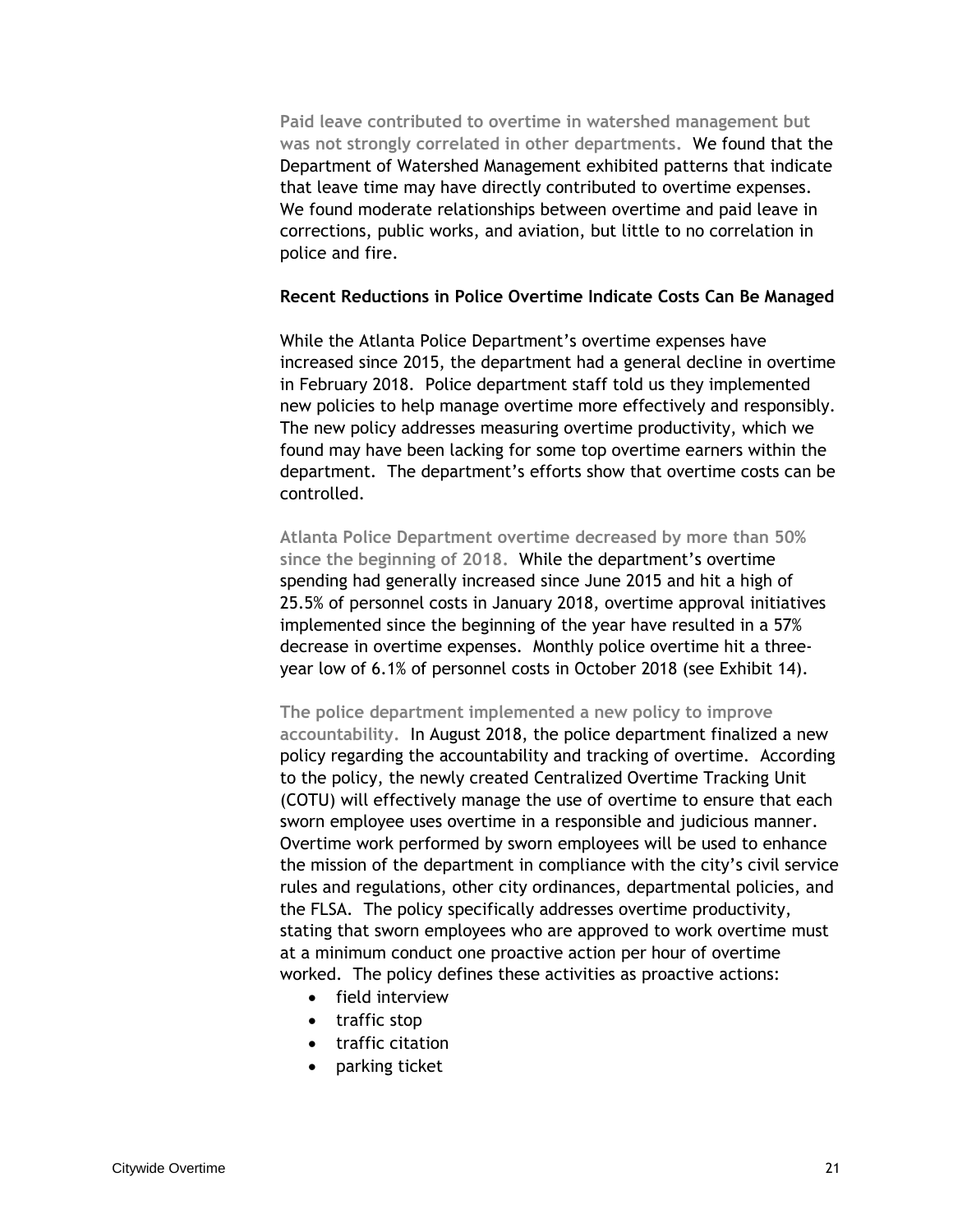**Paid leave contributed to overtime in watershed management but was not strongly correlated in other departments.** We found that the Department of Watershed Management exhibited patterns that indicate that leave time may have directly contributed to overtime expenses. We found moderate relationships between overtime and paid leave in corrections, public works, and aviation, but little to no correlation in police and fire.

### Recent Reductions in Police Overtime Indicate Costs Can Be Managed

While the Atlanta Police Department's overtime expenses have increased since 2015, the department had a general decline in overtime in February 2018. Police department staff told us they implemented new policies to help manage overtime more effectively and responsibly. The new policy addresses measuring overtime productivity, which we found may have been lacking for some top overtime earners within the department. The department's efforts show that overtime costs can be controlled.

**Atlanta Police Department overtime decreased by more than 50% since the beginning of 2018.** While the department's overtime spending had generally increased since June 2015 and hit a high of 25.5% of personnel costs in January 2018, overtime approval initiatives implemented since the beginning of the year have resulted in a 57% decrease in overtime expenses. Monthly police overtime hit a three-year low of 6.1% of personnel costs in October 2018 (see Exhibit 14).

**The police department implemented a new policy to improve accountability.** In August 2018, the police department finalized a new policy regarding the accountability and tracking of overtime. According to the policy, the newly created Centralized Overtime Tracking Unit (COTU) will effectively manage the use of overtime to ensure that each sworn employee uses overtime in a responsible and judicious manner. Overtime work performed by sworn employees will be used to enhance the mission of the department in compliance with the city's civil service rules and regulations, other city ordinances, departmental policies, and the FLSA. The policy specifically addresses overtime productivity, stating that sworn employees who are approved to work overtime must at a minimum conduct one proactive action per hour of overtime worked. The policy defines these activities as proactive actions:

- field interview
- traffic stop
- traffic citation
- parking ticket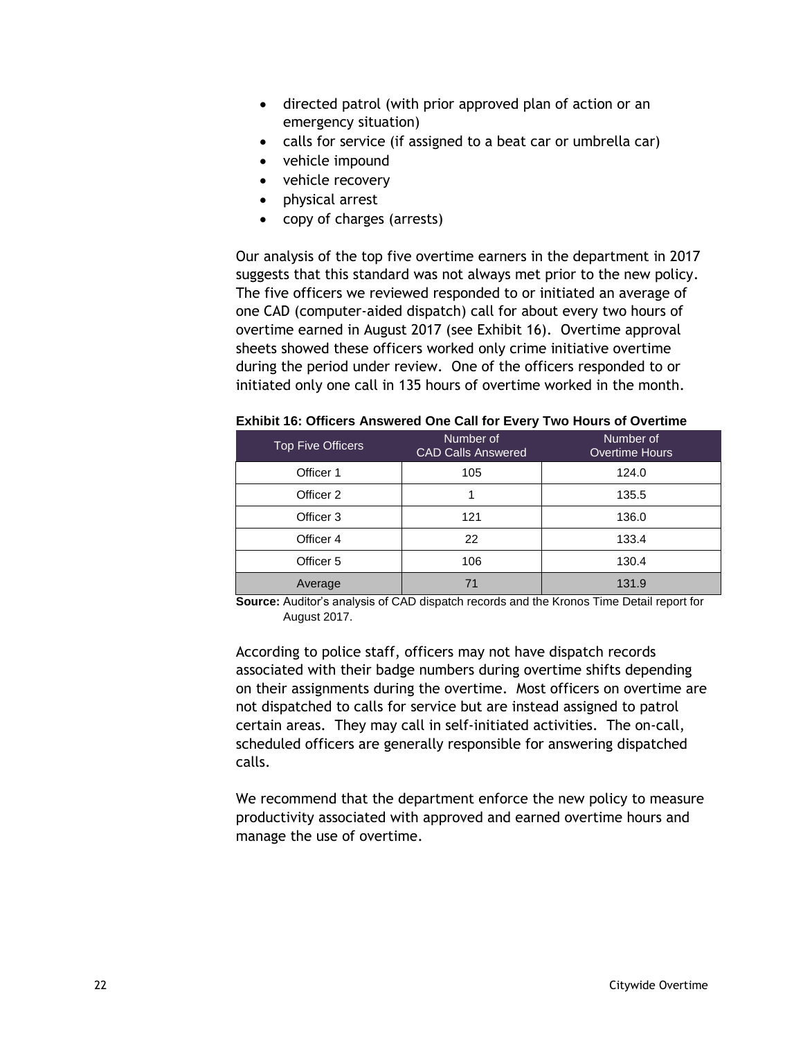- directed patrol (with prior approved plan of action or an emergency situation)
- calls for service (if assigned to a beat car or umbrella car)
- vehicle impound
- vehicle recovery
- physical arrest
- copy of charges (arrests)

Our analysis of the top five overtime earners in the department in 2017 suggests that this standard was not always met prior to the new policy. The five officers we reviewed responded to or initiated an average of one CAD (computer-aided dispatch) call for about every two hours of overtime earned in August 2017 (see Exhibit 16). Overtime approval sheets showed these officers worked only crime initiative overtime during the period under review. One of the officers responded to or initiated only one call in 135 hours of overtime worked in the month.

**Exhibit 16: Officers Answered One Call for Every Two Hours of Overtime**

| Top Five Officers | Number of CAD Calls Answered | Number of Overtime Hours |
|---|---|---|
| Officer 1 | 105 | 124.0 |
| Officer 2 | 1 | 135.5 |
| Officer 3 | 121 | 136.0 |
| Officer 4 | 22 | 133.4 |
| Officer 5 | 106 | 130.4 |
| Average | 71 | 131.9 |

**Source:** Auditor's analysis of CAD dispatch records and the Kronos Time Detail report for August 2017.

According to police staff, officers may not have dispatch records associated with their badge numbers during overtime shifts depending on their assignments during the overtime. Most officers on overtime are not dispatched to calls for service but are instead assigned to patrol certain areas. They may call in self-initiated activities. The on-call, scheduled officers are generally responsible for answering dispatched calls.

We recommend that the department enforce the new policy to measure productivity associated with approved and earned overtime hours and manage the use of overtime.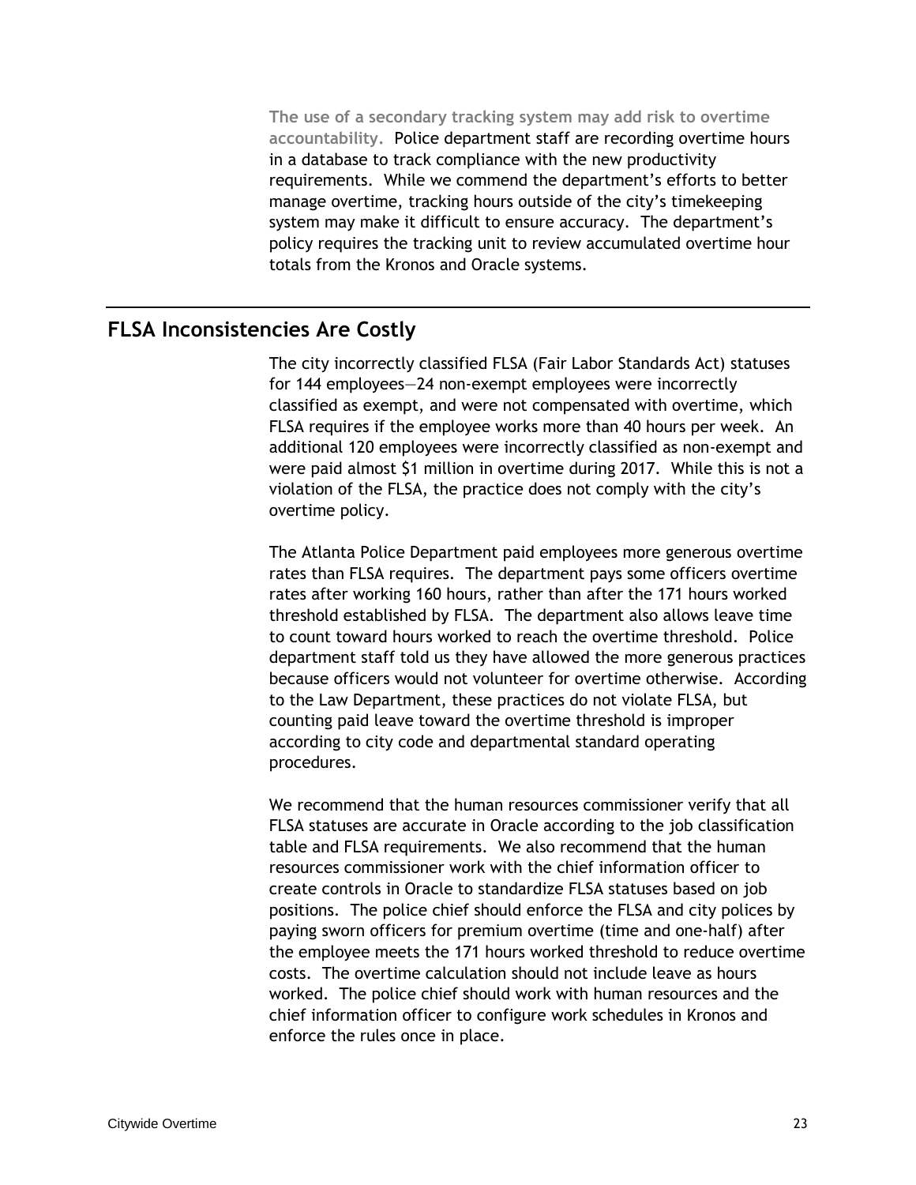**The use of a secondary tracking system may add risk to overtime accountability.** Police department staff are recording overtime hours in a database to track compliance with the new productivity requirements. While we commend the department's efforts to better manage overtime, tracking hours outside of the city's timekeeping system may make it difficult to ensure accuracy. The department's policy requires the tracking unit to review accumulated overtime hour totals from the Kronos and Oracle systems.

## FLSA Inconsistencies Are Costly

The city incorrectly classified FLSA (Fair Labor Standards Act) statuses for 144 employees—24 non-exempt employees were incorrectly classified as exempt, and were not compensated with overtime, which FLSA requires if the employee works more than 40 hours per week. An additional 120 employees were incorrectly classified as non-exempt and were paid almost $1 million in overtime during 2017. While this is not a violation of the FLSA, the practice does not comply with the city's overtime policy.

The Atlanta Police Department paid employees more generous overtime rates than FLSA requires. The department pays some officers overtime rates after working 160 hours, rather than after the 171 hours worked threshold established by FLSA. The department also allows leave time to count toward hours worked to reach the overtime threshold. Police department staff told us they have allowed the more generous practices because officers would not volunteer for overtime otherwise. According to the Law Department, these practices do not violate FLSA, but counting paid leave toward the overtime threshold is improper according to city code and departmental standard operating procedures.

We recommend that the human resources commissioner verify that all FLSA statuses are accurate in Oracle according to the job classification table and FLSA requirements. We also recommend that the human resources commissioner work with the chief information officer to create controls in Oracle to standardize FLSA statuses based on job positions. The police chief should enforce the FLSA and city polices by paying sworn officers for premium overtime (time and one-half) after the employee meets the 171 hours worked threshold to reduce overtime costs. The overtime calculation should not include leave as hours worked. The police chief should work with human resources and the chief information officer to configure work schedules in Kronos and enforce the rules once in place.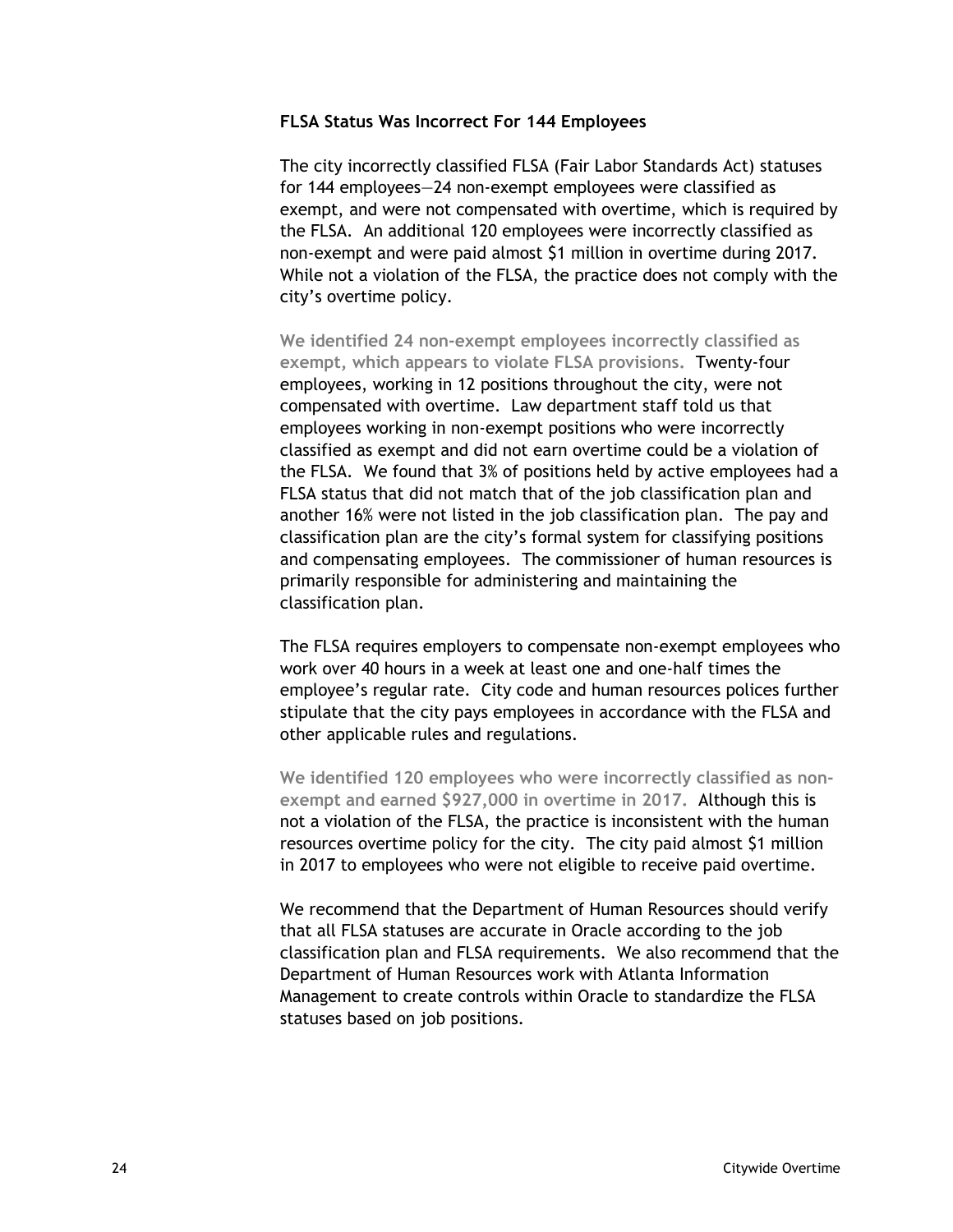### FLSA Status Was Incorrect For 144 Employees

The city incorrectly classified FLSA (Fair Labor Standards Act) statuses for 144 employees—24 non-exempt employees were classified as exempt, and were not compensated with overtime, which is required by the FLSA. An additional 120 employees were incorrectly classified as non-exempt and were paid almost $1 million in overtime during 2017. While not a violation of the FLSA, the practice does not comply with the city's overtime policy.

**We identified 24 non-exempt employees incorrectly classified as exempt, which appears to violate FLSA provisions.** Twenty-four employees, working in 12 positions throughout the city, were not compensated with overtime. Law department staff told us that employees working in non-exempt positions who were incorrectly classified as exempt and did not earn overtime could be a violation of the FLSA. We found that 3% of positions held by active employees had a FLSA status that did not match that of the job classification plan and another 16% were not listed in the job classification plan. The pay and classification plan are the city's formal system for classifying positions and compensating employees. The commissioner of human resources is primarily responsible for administering and maintaining the classification plan.

The FLSA requires employers to compensate non-exempt employees who work over 40 hours in a week at least one and one-half times the employee's regular rate. City code and human resources polices further stipulate that the city pays employees in accordance with the FLSA and other applicable rules and regulations.

**We identified 120 employees who were incorrectly classified as non-exempt and earned $927,000 in overtime in 2017.** Although this is not a violation of the FLSA, the practice is inconsistent with the human resources overtime policy for the city. The city paid almost $1 million in 2017 to employees who were not eligible to receive paid overtime.

We recommend that the Department of Human Resources should verify that all FLSA statuses are accurate in Oracle according to the job classification plan and FLSA requirements. We also recommend that the Department of Human Resources work with Atlanta Information Management to create controls within Oracle to standardize the FLSA statuses based on job positions.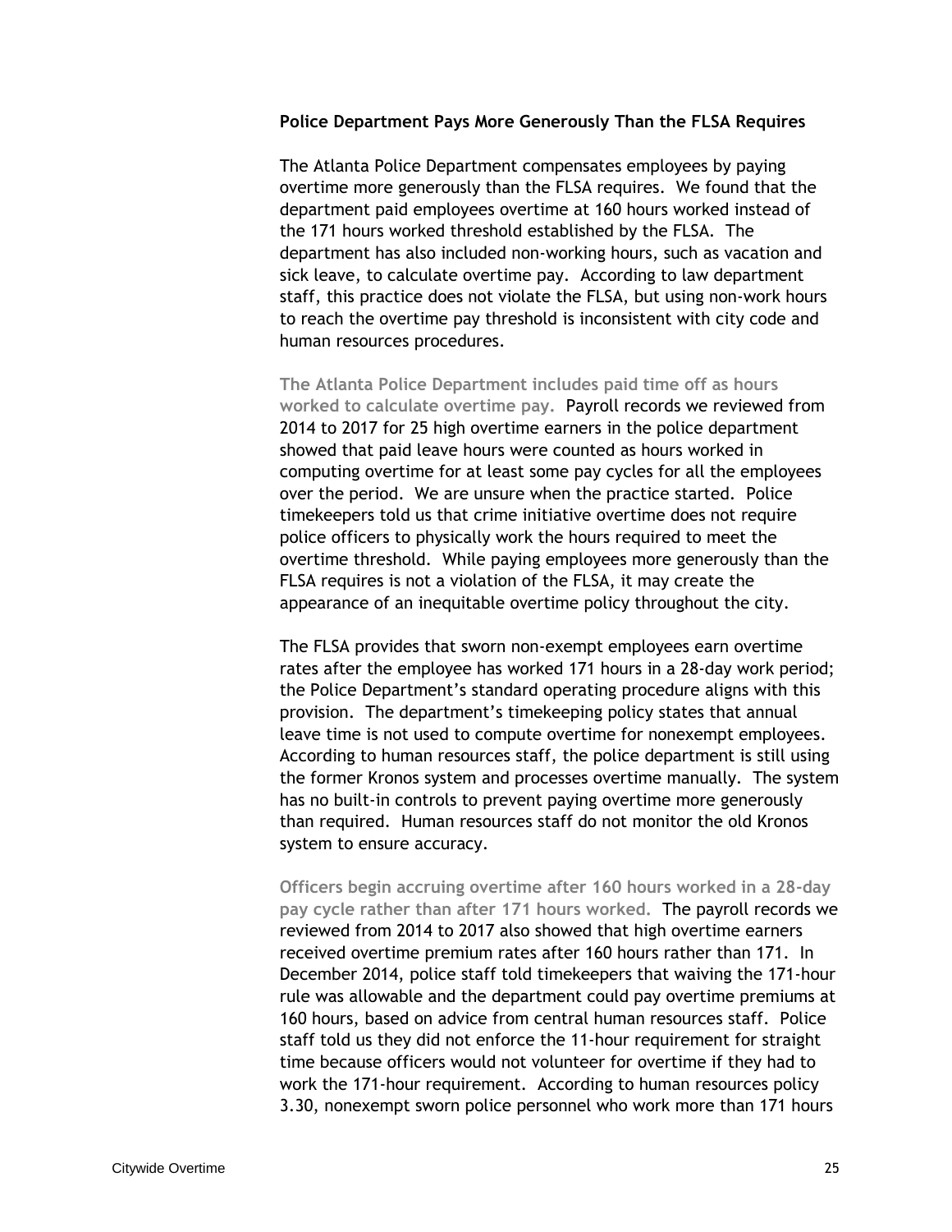### Police Department Pays More Generously Than the FLSA Requires

The Atlanta Police Department compensates employees by paying overtime more generously than the FLSA requires. We found that the department paid employees overtime at 160 hours worked instead of the 171 hours worked threshold established by the FLSA. The department has also included non-working hours, such as vacation and sick leave, to calculate overtime pay. According to law department staff, this practice does not violate the FLSA, but using non-work hours to reach the overtime pay threshold is inconsistent with city code and human resources procedures.

**The Atlanta Police Department includes paid time off as hours worked to calculate overtime pay.** Payroll records we reviewed from 2014 to 2017 for 25 high overtime earners in the police department showed that paid leave hours were counted as hours worked in computing overtime for at least some pay cycles for all the employees over the period. We are unsure when the practice started. Police timekeepers told us that crime initiative overtime does not require police officers to physically work the hours required to meet the overtime threshold. While paying employees more generously than the FLSA requires is not a violation of the FLSA, it may create the appearance of an inequitable overtime policy throughout the city.

The FLSA provides that sworn non-exempt employees earn overtime rates after the employee has worked 171 hours in a 28-day work period; the Police Department's standard operating procedure aligns with this provision. The department's timekeeping policy states that annual leave time is not used to compute overtime for nonexempt employees. According to human resources staff, the police department is still using the former Kronos system and processes overtime manually. The system has no built-in controls to prevent paying overtime more generously than required. Human resources staff do not monitor the old Kronos system to ensure accuracy.

**Officers begin accruing overtime after 160 hours worked in a 28-day pay cycle rather than after 171 hours worked.** The payroll records we reviewed from 2014 to 2017 also showed that high overtime earners received overtime premium rates after 160 hours rather than 171. In December 2014, police staff told timekeepers that waiving the 171-hour rule was allowable and the department could pay overtime premiums at 160 hours, based on advice from central human resources staff. Police staff told us they did not enforce the 11-hour requirement for straight time because officers would not volunteer for overtime if they had to work the 171-hour requirement. According to human resources policy 3.30, nonexempt sworn police personnel who work more than 171 hours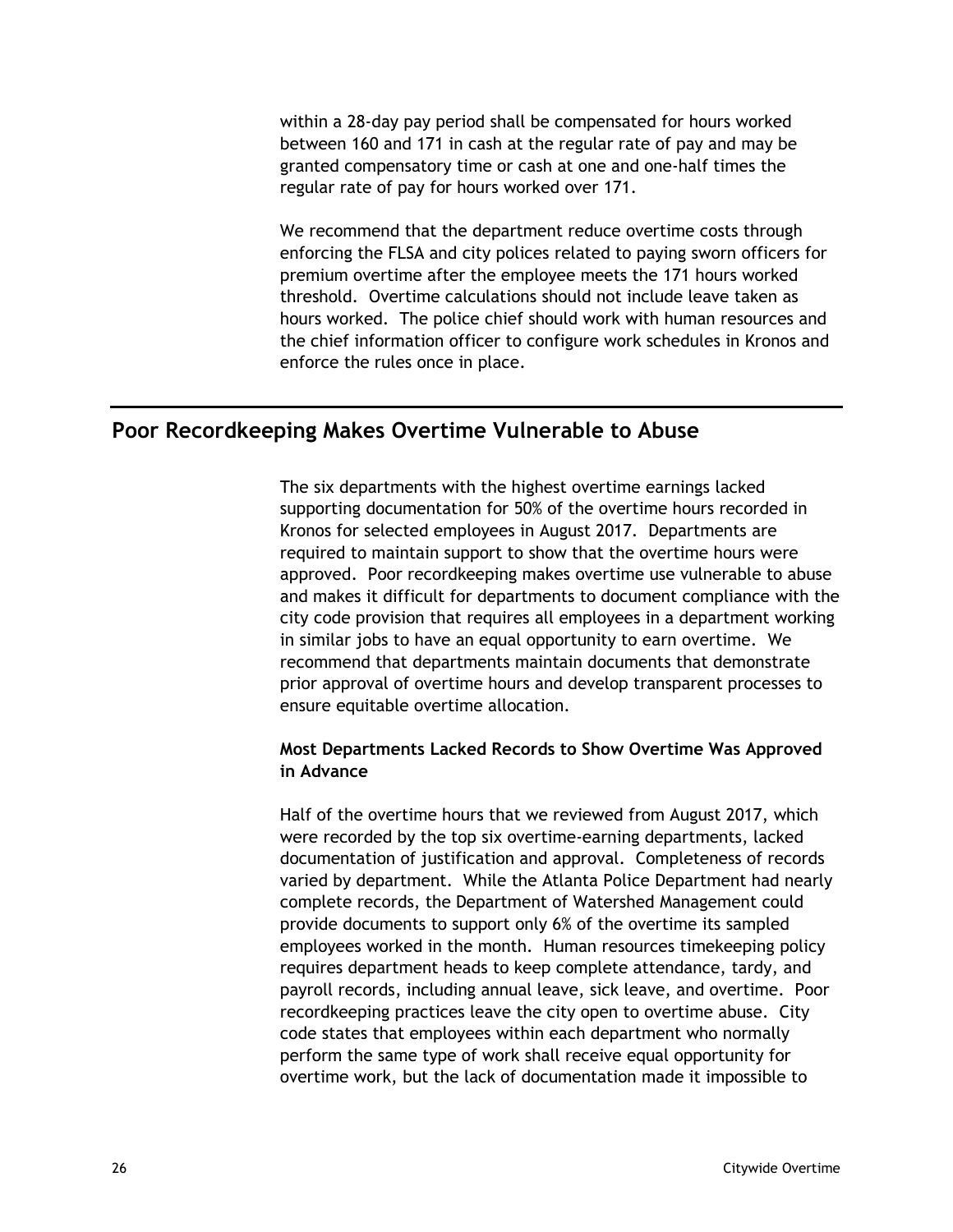within a 28-day pay period shall be compensated for hours worked between 160 and 171 in cash at the regular rate of pay and may be granted compensatory time or cash at one and one-half times the regular rate of pay for hours worked over 171.

We recommend that the department reduce overtime costs through enforcing the FLSA and city polices related to paying sworn officers for premium overtime after the employee meets the 171 hours worked threshold. Overtime calculations should not include leave taken as hours worked. The police chief should work with human resources and the chief information officer to configure work schedules in Kronos and enforce the rules once in place.

## Poor Recordkeeping Makes Overtime Vulnerable to Abuse

The six departments with the highest overtime earnings lacked supporting documentation for 50% of the overtime hours recorded in Kronos for selected employees in August 2017. Departments are required to maintain support to show that the overtime hours were approved. Poor recordkeeping makes overtime use vulnerable to abuse and makes it difficult for departments to document compliance with the city code provision that requires all employees in a department working in similar jobs to have an equal opportunity to earn overtime. We recommend that departments maintain documents that demonstrate prior approval of overtime hours and develop transparent processes to ensure equitable overtime allocation.

### Most Departments Lacked Records to Show Overtime Was Approved in Advance

Half of the overtime hours that we reviewed from August 2017, which were recorded by the top six overtime-earning departments, lacked documentation of justification and approval. Completeness of records varied by department. While the Atlanta Police Department had nearly complete records, the Department of Watershed Management could provide documents to support only 6% of the overtime its sampled employees worked in the month. Human resources timekeeping policy requires department heads to keep complete attendance, tardy, and payroll records, including annual leave, sick leave, and overtime. Poor recordkeeping practices leave the city open to overtime abuse. City code states that employees within each department who normally perform the same type of work shall receive equal opportunity for overtime work, but the lack of documentation made it impossible to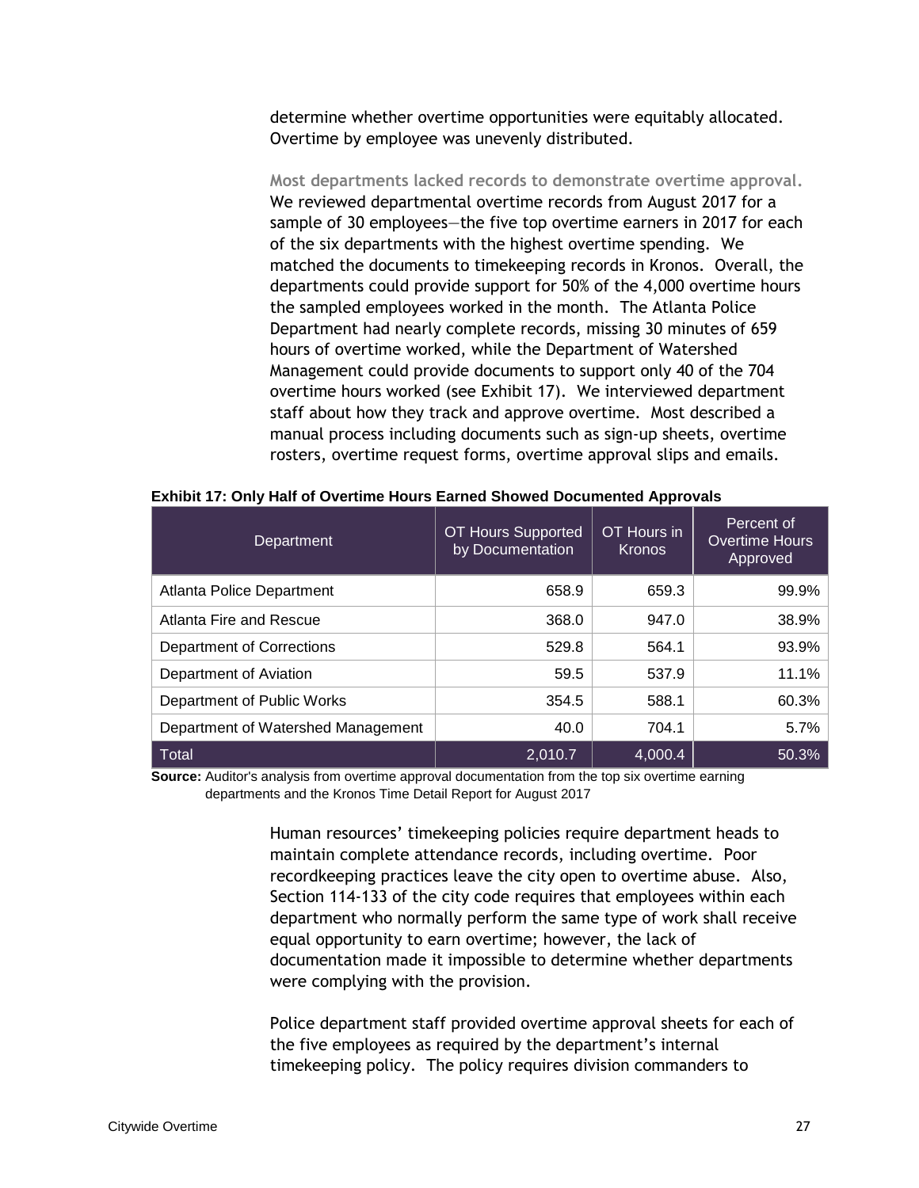determine whether overtime opportunities were equitably allocated. Overtime by employee was unevenly distributed.

**Most departments lacked records to demonstrate overtime approval.** We reviewed departmental overtime records from August 2017 for a sample of 30 employees—the five top overtime earners in 2017 for each of the six departments with the highest overtime spending. We matched the documents to timekeeping records in Kronos. Overall, the departments could provide support for 50% of the 4,000 overtime hours the sampled employees worked in the month. The Atlanta Police Department had nearly complete records, missing 30 minutes of 659 hours of overtime worked, while the Department of Watershed Management could provide documents to support only 40 of the 704 overtime hours worked (see Exhibit 17). We interviewed department staff about how they track and approve overtime. Most described a manual process including documents such as sign-up sheets, overtime rosters, overtime request forms, overtime approval slips and emails.

**Exhibit 17: Only Half of Overtime Hours Earned Showed Documented Approvals**

| Department | OT Hours Supported by Documentation | OT Hours in Kronos | Percent of Overtime Hours Approved |
|---|---|---|---|
| Atlanta Police Department | 658.9 | 659.3 | 99.9% |
| Atlanta Fire and Rescue | 368.0 | 947.0 | 38.9% |
| Department of Corrections | 529.8 | 564.1 | 93.9% |
| Department of Aviation | 59.5 | 537.9 | 11.1% |
| Department of Public Works | 354.5 | 588.1 | 60.3% |
| Department of Watershed Management | 40.0 | 704.1 | 5.7% |
| Total | 2,010.7 | 4,000.4 | 50.3% |

**Source:** Auditor's analysis from overtime approval documentation from the top six overtime earning departments and the Kronos Time Detail Report for August 2017

Human resources' timekeeping policies require department heads to maintain complete attendance records, including overtime. Poor recordkeeping practices leave the city open to overtime abuse. Also, Section 114-133 of the city code requires that employees within each department who normally perform the same type of work shall receive equal opportunity to earn overtime; however, the lack of documentation made it impossible to determine whether departments were complying with the provision.

Police department staff provided overtime approval sheets for each of the five employees as required by the department's internal timekeeping policy. The policy requires division commanders to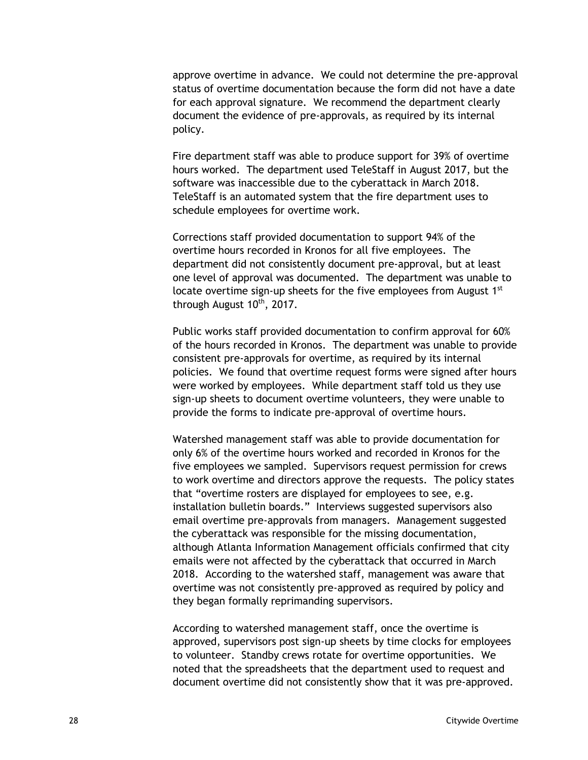approve overtime in advance. We could not determine the pre-approval status of overtime documentation because the form did not have a date for each approval signature. We recommend the department clearly document the evidence of pre-approvals, as required by its internal policy.

Fire department staff was able to produce support for 39% of overtime hours worked. The department used TeleStaff in August 2017, but the software was inaccessible due to the cyberattack in March 2018. TeleStaff is an automated system that the fire department uses to schedule employees for overtime work.

Corrections staff provided documentation to support 94% of the overtime hours recorded in Kronos for all five employees. The department did not consistently document pre-approval, but at least one level of approval was documented. The department was unable to locate overtime sign-up sheets for the five employees from August 1st through August 10th, 2017.

Public works staff provided documentation to confirm approval for 60% of the hours recorded in Kronos. The department was unable to provide consistent pre-approvals for overtime, as required by its internal policies. We found that overtime request forms were signed after hours were worked by employees. While department staff told us they use sign-up sheets to document overtime volunteers, they were unable to provide the forms to indicate pre-approval of overtime hours.

Watershed management staff was able to provide documentation for only 6% of the overtime hours worked and recorded in Kronos for the five employees we sampled. Supervisors request permission for crews to work overtime and directors approve the requests. The policy states that "overtime rosters are displayed for employees to see, e.g. installation bulletin boards." Interviews suggested supervisors also email overtime pre-approvals from managers. Management suggested the cyberattack was responsible for the missing documentation, although Atlanta Information Management officials confirmed that city emails were not affected by the cyberattack that occurred in March 2018. According to the watershed staff, management was aware that overtime was not consistently pre-approved as required by policy and they began formally reprimanding supervisors.

According to watershed management staff, once the overtime is approved, supervisors post sign-up sheets by time clocks for employees to volunteer. Standby crews rotate for overtime opportunities. We noted that the spreadsheets that the department used to request and document overtime did not consistently show that it was pre-approved.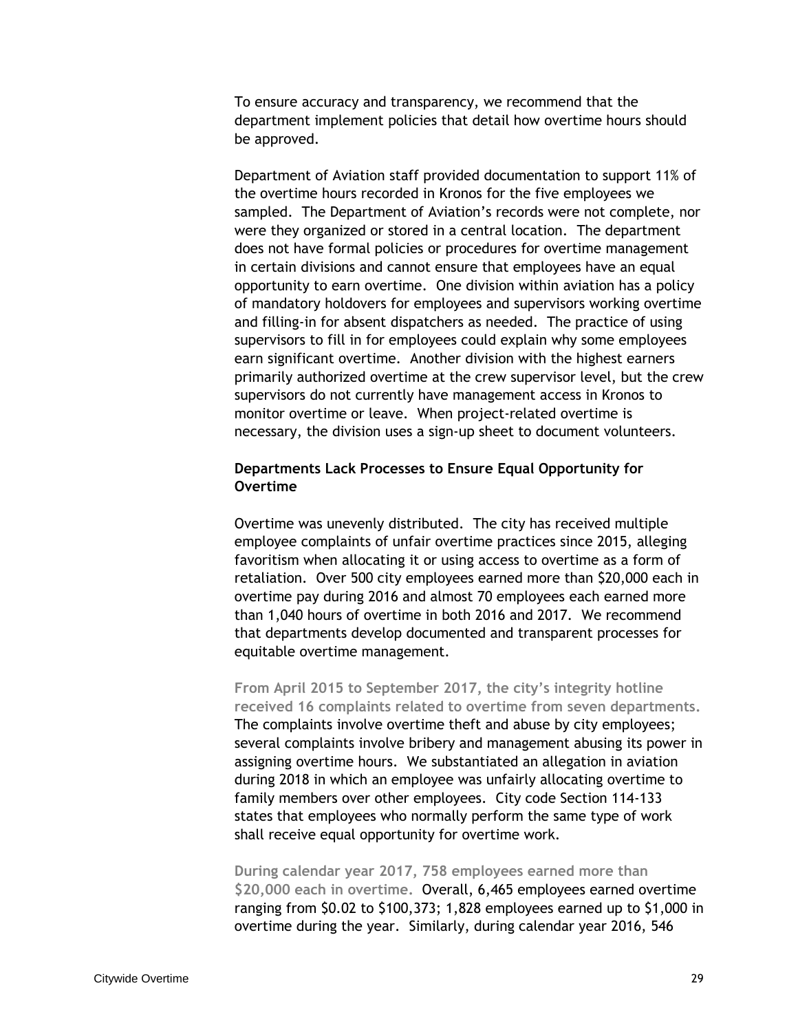To ensure accuracy and transparency, we recommend that the department implement policies that detail how overtime hours should be approved.

Department of Aviation staff provided documentation to support 11% of the overtime hours recorded in Kronos for the five employees we sampled. The Department of Aviation's records were not complete, nor were they organized or stored in a central location. The department does not have formal policies or procedures for overtime management in certain divisions and cannot ensure that employees have an equal opportunity to earn overtime. One division within aviation has a policy of mandatory holdovers for employees and supervisors working overtime and filling-in for absent dispatchers as needed. The practice of using supervisors to fill in for employees could explain why some employees earn significant overtime. Another division with the highest earners primarily authorized overtime at the crew supervisor level, but the crew supervisors do not currently have management access in Kronos to monitor overtime or leave. When project-related overtime is necessary, the division uses a sign-up sheet to document volunteers.

### Departments Lack Processes to Ensure Equal Opportunity for Overtime

Overtime was unevenly distributed. The city has received multiple employee complaints of unfair overtime practices since 2015, alleging favoritism when allocating it or using access to overtime as a form of retaliation. Over 500 city employees earned more than $20,000 each in overtime pay during 2016 and almost 70 employees each earned more than 1,040 hours of overtime in both 2016 and 2017. We recommend that departments develop documented and transparent processes for equitable overtime management.

**From April 2015 to September 2017, the city's integrity hotline received 16 complaints related to overtime from seven departments.** The complaints involve overtime theft and abuse by city employees; several complaints involve bribery and management abusing its power in assigning overtime hours. We substantiated an allegation in aviation during 2018 in which an employee was unfairly allocating overtime to family members over other employees. City code Section 114-133 states that employees who normally perform the same type of work shall receive equal opportunity for overtime work.

**During calendar year 2017, 758 employees earned more than $20,000 each in overtime.** Overall, 6,465 employees earned overtime ranging from $0.02 to $100,373; 1,828 employees earned up to $1,000 in overtime during the year. Similarly, during calendar year 2016, 546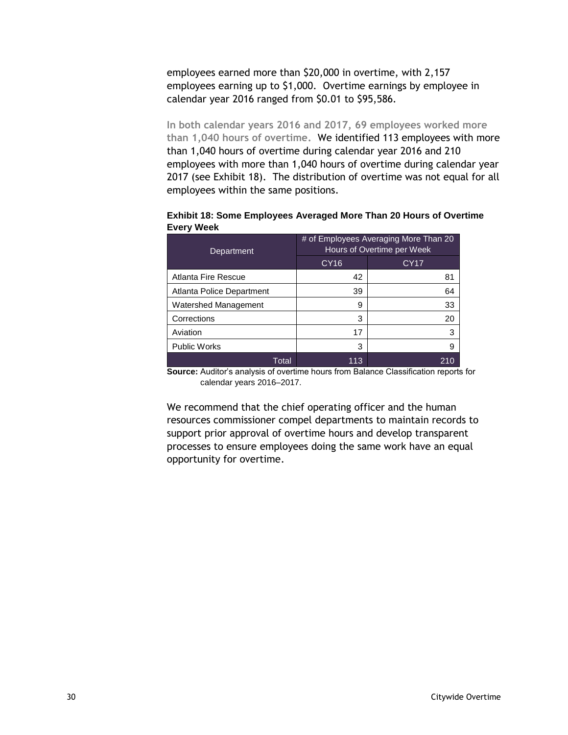employees earned more than $20,000 in overtime, with 2,157 employees earning up to $1,000. Overtime earnings by employee in calendar year 2016 ranged from $0.01 to $95,586.

**In both calendar years 2016 and 2017, 69 employees worked more than 1,040 hours of overtime.** We identified 113 employees with more than 1,040 hours of overtime during calendar year 2016 and 210 employees with more than 1,040 hours of overtime during calendar year 2017 (see Exhibit 18). The distribution of overtime was not equal for all employees within the same positions.

**Exhibit 18: Some Employees Averaged More Than 20 Hours of Overtime Every Week**

| Department | # of Employees Averaging More Than 20 Hours of Overtime per Week | |
|---|---|---|
| | CY16 | CY17 |
| Atlanta Fire Rescue | 42 | 81 |
| Atlanta Police Department | 39 | 64 |
| Watershed Management | 9 | 33 |
| Corrections | 3 | 20 |
| Aviation | 17 | 3 |
| Public Works | 3 | 9 |
| Total | 113 | 210 |

**Source:** Auditor's analysis of overtime hours from Balance Classification reports for calendar years 2016–2017.

We recommend that the chief operating officer and the human resources commissioner compel departments to maintain records to support prior approval of overtime hours and develop transparent processes to ensure employees doing the same work have an equal opportunity for overtime.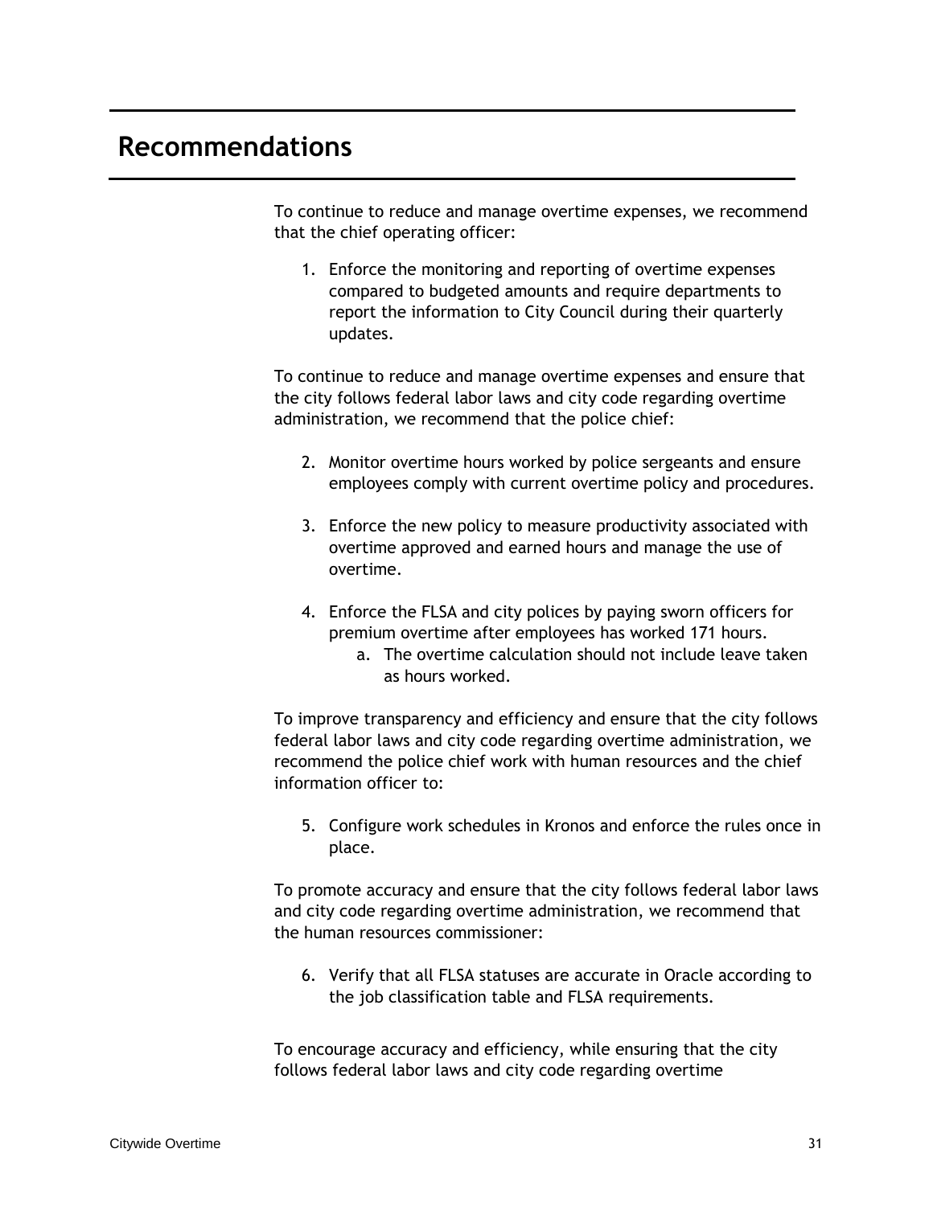# Recommendations

To continue to reduce and manage overtime expenses, we recommend that the chief operating officer:

1. Enforce the monitoring and reporting of overtime expenses compared to budgeted amounts and require departments to report the information to City Council during their quarterly updates.

To continue to reduce and manage overtime expenses and ensure that the city follows federal labor laws and city code regarding overtime administration, we recommend that the police chief:

2. Monitor overtime hours worked by police sergeants and ensure employees comply with current overtime policy and procedures.

3. Enforce the new policy to measure productivity associated with overtime approved and earned hours and manage the use of overtime.

4. Enforce the FLSA and city polices by paying sworn officers for premium overtime after employees has worked 171 hours.
    a. The overtime calculation should not include leave taken as hours worked.

To improve transparency and efficiency and ensure that the city follows federal labor laws and city code regarding overtime administration, we recommend the police chief work with human resources and the chief information officer to:

5. Configure work schedules in Kronos and enforce the rules once in place.

To promote accuracy and ensure that the city follows federal labor laws and city code regarding overtime administration, we recommend that the human resources commissioner:

6. Verify that all FLSA statuses are accurate in Oracle according to the job classification table and FLSA requirements.

To encourage accuracy and efficiency, while ensuring that the city follows federal labor laws and city code regarding overtime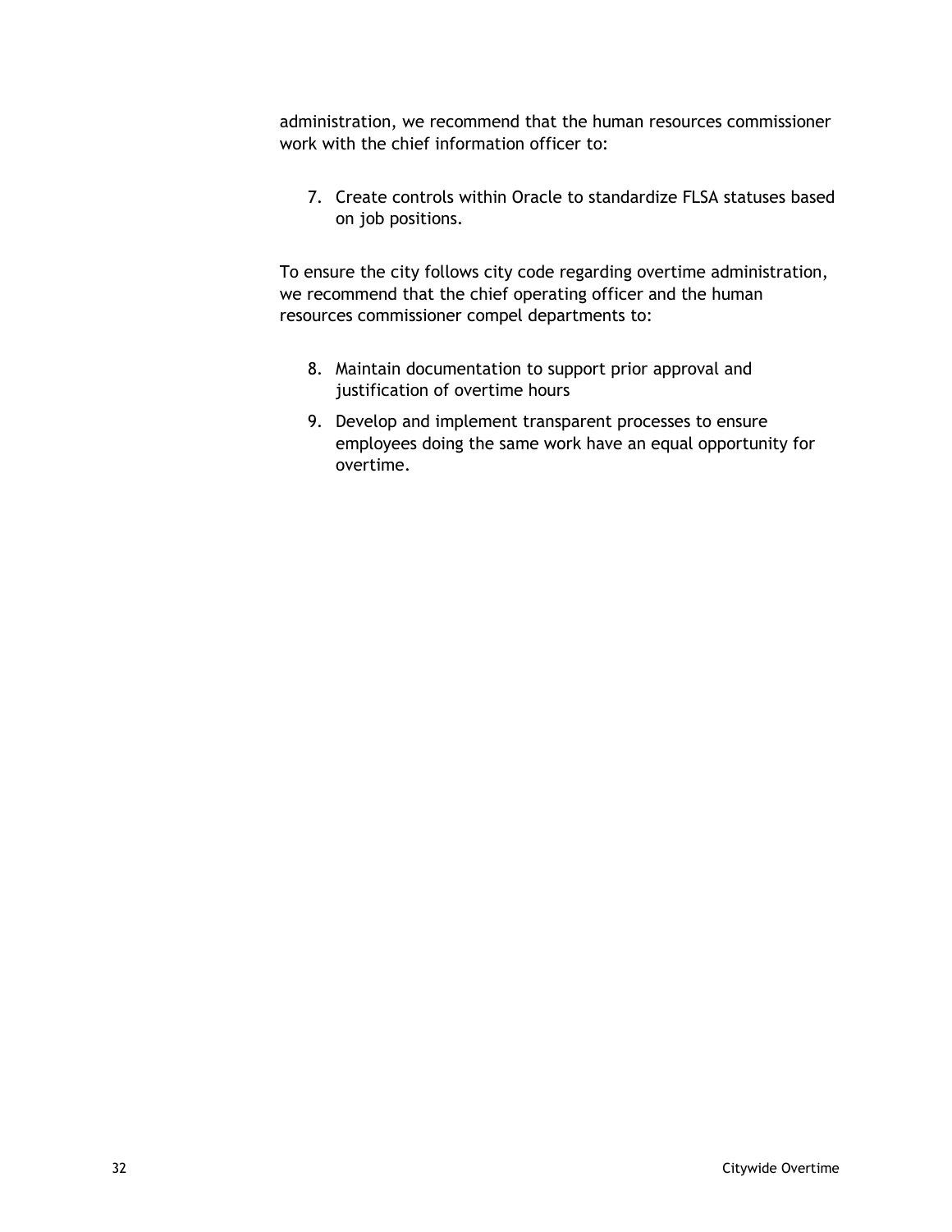administration, we recommend that the human resources commissioner work with the chief information officer to:

7. Create controls within Oracle to standardize FLSA statuses based on job positions.

To ensure the city follows city code regarding overtime administration, we recommend that the chief operating officer and the human resources commissioner compel departments to:

8. Maintain documentation to support prior approval and justification of overtime hours
9. Develop and implement transparent processes to ensure employees doing the same work have an equal opportunity for overtime.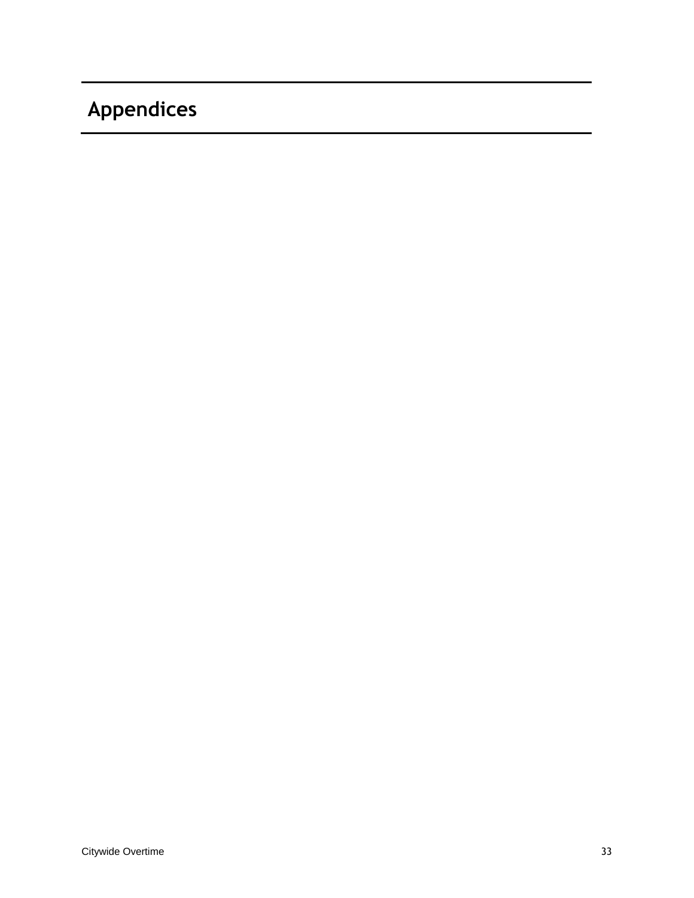# Appendices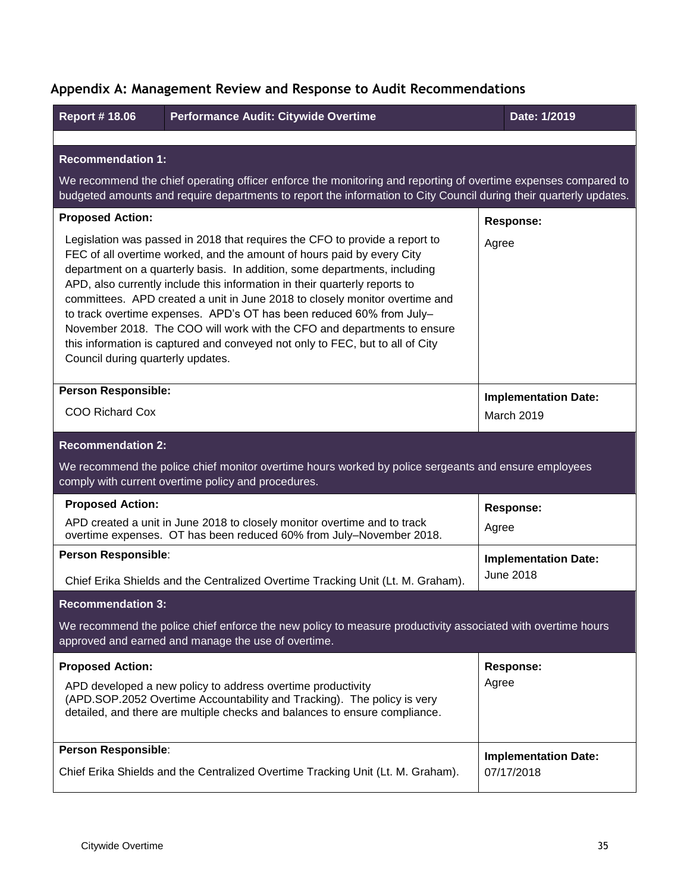## Appendix A: Management Review and Response to Audit Recommendations

| Report # 18.06 | Performance Audit: Citywide Overtime | Date: 1/2019 |
|---|---|---|

**Recommendation 1:**

We recommend the chief operating officer enforce the monitoring and reporting of overtime expenses compared to budgeted amounts and require departments to report the information to City Council during their quarterly updates.

| Proposed Action: | Response: |
|---|---|
| Legislation was passed in 2018 that requires the CFO to provide a report to FEC of all overtime worked, and the amount of hours paid by every City department on a quarterly basis. In addition, some departments, including APD, also currently include this information in their quarterly reports to committees. APD created a unit in June 2018 to closely monitor overtime and to track overtime expenses. APD's OT has been reduced 60% from July–November 2018. The COO will work with the CFO and departments to ensure this information is captured and conveyed not only to FEC, but to all of City Council during quarterly updates. | Agree |
| **Person Responsible:** | **Implementation Date:** |
| COO Richard Cox | March 2019 |

**Recommendation 2:**

We recommend the police chief monitor overtime hours worked by police sergeants and ensure employees comply with current overtime policy and procedures.

| Proposed Action: | Response: |
|---|---|
| APD created a unit in June 2018 to closely monitor overtime and to track overtime expenses. OT has been reduced 60% from July–November 2018. | Agree |
| **Person Responsible:** | **Implementation Date:** |
| Chief Erika Shields and the Centralized Overtime Tracking Unit (Lt. M. Graham). | June 2018 |

**Recommendation 3:**

We recommend the police chief enforce the new policy to measure productivity associated with overtime hours approved and earned and manage the use of overtime.

| Proposed Action: | Response: |
|---|---|
| APD developed a new policy to address overtime productivity (APD.SOP.2052 Overtime Accountability and Tracking). The policy is very detailed, and there are multiple checks and balances to ensure compliance. | Agree |
| **Person Responsible:** | **Implementation Date:** |
| Chief Erika Shields and the Centralized Overtime Tracking Unit (Lt. M. Graham). | 07/17/2018 |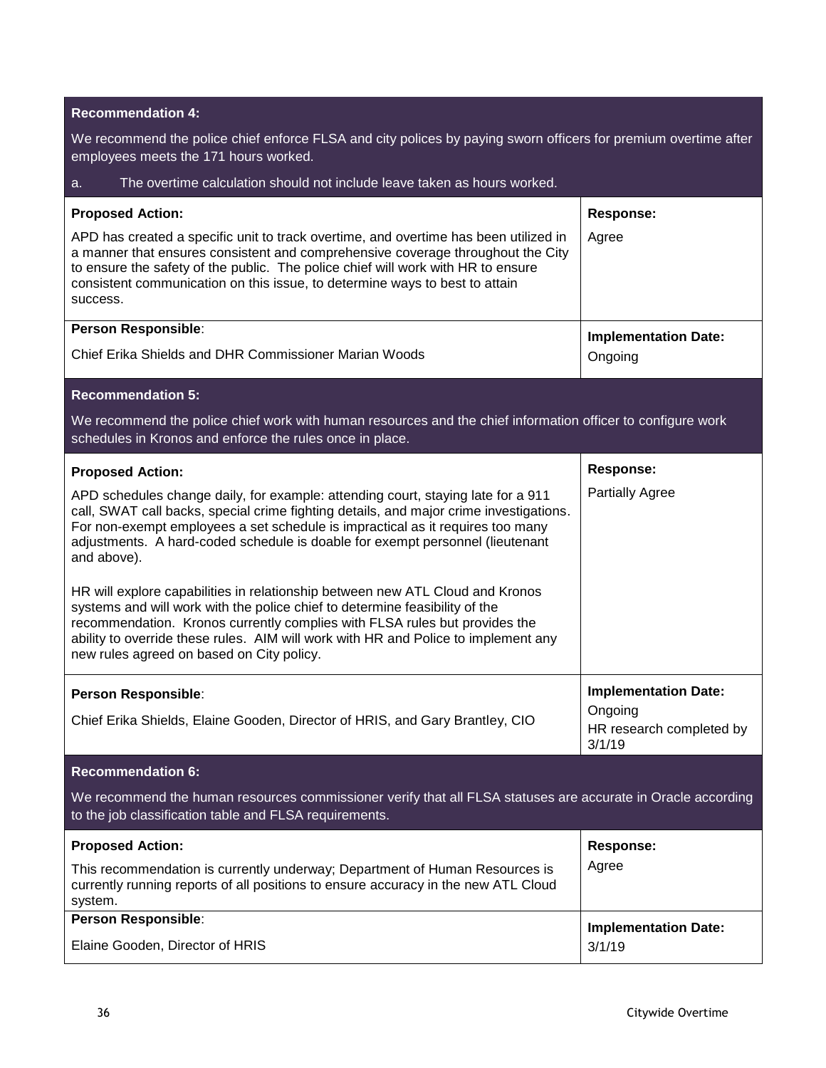| **Recommendation 4:**<br><br>We recommend the police chief enforce FLSA and city polices by paying sworn officers for premium overtime after employees meets the 171 hours worked.<br><br>a. The overtime calculation should not include leave taken as hours worked. | |
|---|---|
| **Proposed Action:**<br><br>APD has created a specific unit to track overtime, and overtime has been utilized in a manner that ensures consistent and comprehensive coverage throughout the City to ensure the safety of the public. The police chief will work with HR to ensure consistent communication on this issue, to determine ways to best to attain success. | **Response:**<br><br>Agree |
| **Person Responsible**:<br><br>Chief Erika Shields and DHR Commissioner Marian Woods | **Implementation Date:**<br><br>Ongoing |

| **Recommendation 5:**<br><br>We recommend the police chief work with human resources and the chief information officer to configure work schedules in Kronos and enforce the rules once in place. | |
|---|---|
| **Proposed Action:**<br><br>APD schedules change daily, for example: attending court, staying late for a 911 call, SWAT call backs, special crime fighting details, and major crime investigations. For non-exempt employees a set schedule is impractical as it requires too many adjustments. A hard-coded schedule is doable for exempt personnel (lieutenant and above).<br><br>HR will explore capabilities in relationship between new ATL Cloud and Kronos systems and will work with the police chief to determine feasibility of the recommendation. Kronos currently complies with FLSA rules but provides the ability to override these rules. AIM will work with HR and Police to implement any new rules agreed on based on City policy. | **Response:**<br><br>Partially Agree |
| **Person Responsible**:<br><br>Chief Erika Shields, Elaine Gooden, Director of HRIS, and Gary Brantley, CIO | **Implementation Date:**<br><br>Ongoing<br>HR research completed by 3/1/19 |

| **Recommendation 6:**<br><br>We recommend the human resources commissioner verify that all FLSA statuses are accurate in Oracle according to the job classification table and FLSA requirements. | |
|---|---|
| **Proposed Action:**<br><br>This recommendation is currently underway; Department of Human Resources is currently running reports of all positions to ensure accuracy in the new ATL Cloud system. | **Response:**<br><br>Agree |
| **Person Responsible**:<br><br>Elaine Gooden, Director of HRIS | **Implementation Date:**<br><br>3/1/19 |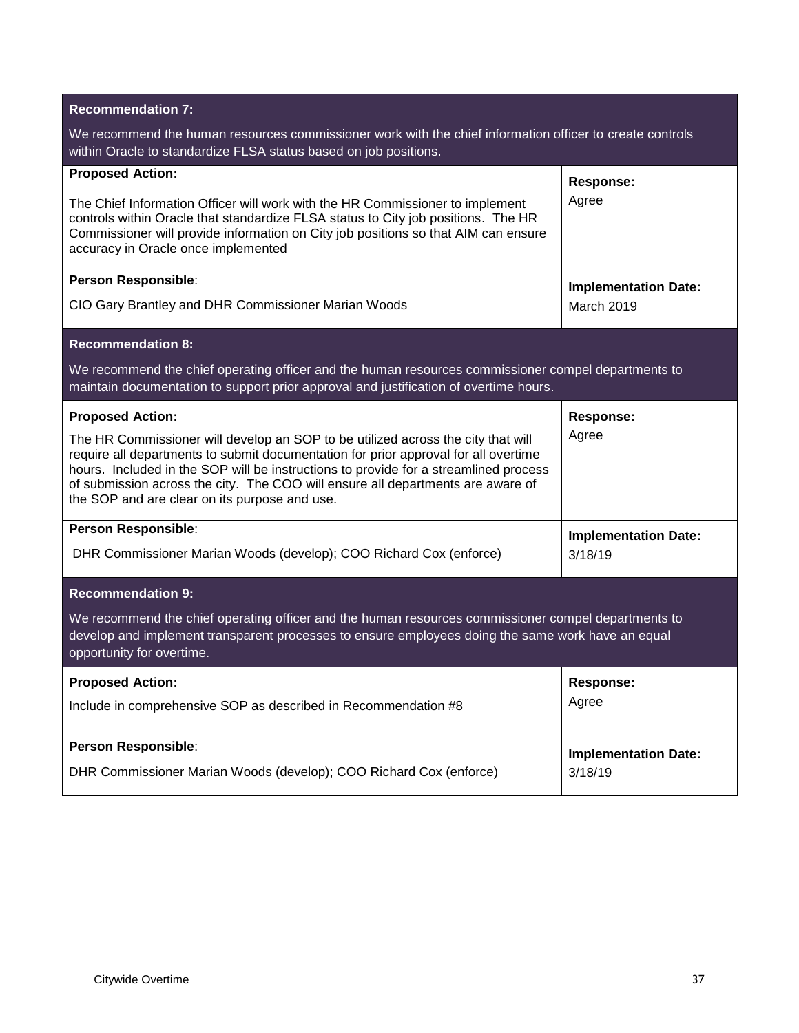**Recommendation 7:**

We recommend the human resources commissioner work with the chief information officer to create controls within Oracle to standardize FLSA status based on job positions.

| **Proposed Action:** | **Response:** |
| --- | --- |
| The Chief Information Officer will work with the HR Commissioner to implement controls within Oracle that standardize FLSA status to City job positions. The HR Commissioner will provide information on City job positions so that AIM can ensure accuracy in Oracle once implemented | Agree |
| **Person Responsible**: | **Implementation Date:** |
| CIO Gary Brantley and DHR Commissioner Marian Woods | March 2019 |

**Recommendation 8:**

We recommend the chief operating officer and the human resources commissioner compel departments to maintain documentation to support prior approval and justification of overtime hours.

| **Proposed Action:** | **Response:** |
| --- | --- |
| The HR Commissioner will develop an SOP to be utilized across the city that will require all departments to submit documentation for prior approval for all overtime hours. Included in the SOP will be instructions to provide for a streamlined process of submission across the city. The COO will ensure all departments are aware of the SOP and are clear on its purpose and use. | Agree |
| **Person Responsible**: | **Implementation Date:** |
| DHR Commissioner Marian Woods (develop); COO Richard Cox (enforce) | 3/18/19 |

**Recommendation 9:**

We recommend the chief operating officer and the human resources commissioner compel departments to develop and implement transparent processes to ensure employees doing the same work have an equal opportunity for overtime.

| **Proposed Action:** | **Response:** |
| --- | --- |
| Include in comprehensive SOP as described in Recommendation #8 | Agree |
| **Person Responsible**: | **Implementation Date:** |
| DHR Commissioner Marian Woods (develop); COO Richard Cox (enforce) | 3/18/19 |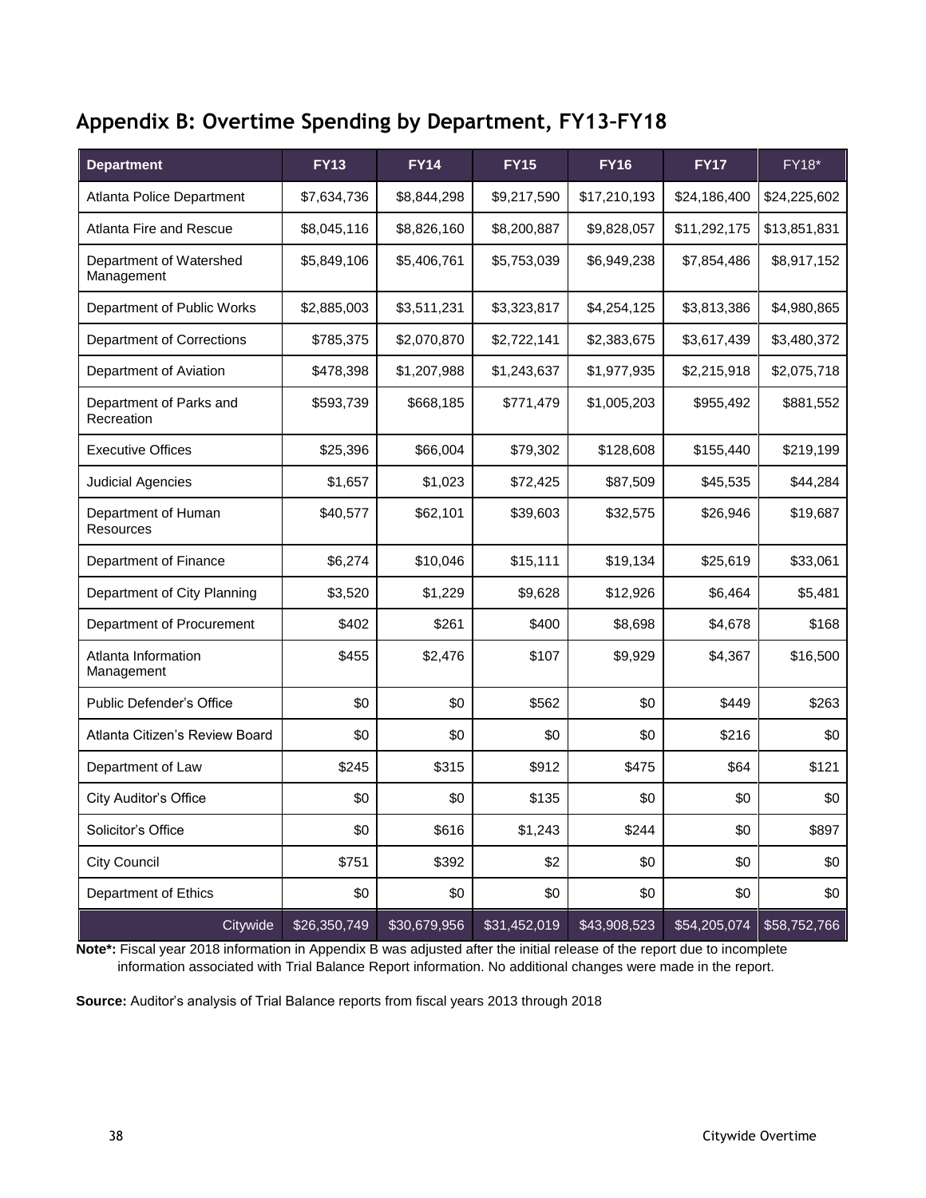## Appendix B: Overtime Spending by Department, FY13–FY18

| Department | FY13 | FY14 | FY15 | FY16 | FY17 | FY18* |
|---|---|---|---|---|---|---|
| Atlanta Police Department | $7,634,736 | $8,844,298 | $9,217,590 | $17,210,193 | $24,186,400 | $24,225,602 |
| Atlanta Fire and Rescue | $8,045,116 | $8,826,160 | $8,200,887 | $9,828,057 | $11,292,175 | $13,851,831 |
| Department of Watershed Management | $5,849,106 | $5,406,761 | $5,753,039 | $6,949,238 | $7,854,486 | $8,917,152 |
| Department of Public Works | $2,885,003 | $3,511,231 | $3,323,817 | $4,254,125 | $3,813,386 | $4,980,865 |
| Department of Corrections | $785,375 | $2,070,870 | $2,722,141 | $2,383,675 | $3,617,439 | $3,480,372 |
| Department of Aviation | $478,398 | $1,207,988 | $1,243,637 | $1,977,935 | $2,215,918 | $2,075,718 |
| Department of Parks and Recreation | $593,739 | $668,185 | $771,479 | $1,005,203 | $955,492 | $881,552 |
| Executive Offices | $25,396 | $66,004 | $79,302 | $128,608 | $155,440 | $219,199 |
| Judicial Agencies | $1,657 | $1,023 | $72,425 | $87,509 | $45,535 | $44,284 |
| Department of Human Resources | $40,577 | $62,101 | $39,603 | $32,575 | $26,946 | $19,687 |
| Department of Finance | $6,274 | $10,046 | $15,111 | $19,134 | $25,619 | $33,061 |
| Department of City Planning | $3,520 | $1,229 | $9,628 | $12,926 | $6,464 | $5,481 |
| Department of Procurement | $402 | $261 | $400 | $8,698 | $4,678 | $168 |
| Atlanta Information Management | $455 | $2,476 | $107 | $9,929 | $4,367 | $16,500 |
| Public Defender's Office | $0 | $0 | $562 | $0 | $449 | $263 |
| Atlanta Citizen's Review Board | $0 | $0 | $0 | $0 | $216 | $0 |
| Department of Law | $245 | $315 | $912 | $475 | $64 | $121 |
| City Auditor's Office | $0 | $0 | $135 | $0 | $0 | $0 |
| Solicitor's Office | $0 | $616 | $1,243 | $244 | $0 | $897 |
| City Council | $751 | $392 | $2 | $0 | $0 | $0 |
| Department of Ethics | $0 | $0 | $0 | $0 | $0 | $0 |
| Citywide | $26,350,749 | $30,679,956 | $31,452,019 | $43,908,523 | $54,205,074 | $58,752,766 |

**Note*:** Fiscal year 2018 information in Appendix B was adjusted after the initial release of the report due to incomplete information associated with Trial Balance Report information. No additional changes were made in the report.

**Source:** Auditor's analysis of Trial Balance reports from fiscal years 2013 through 2018